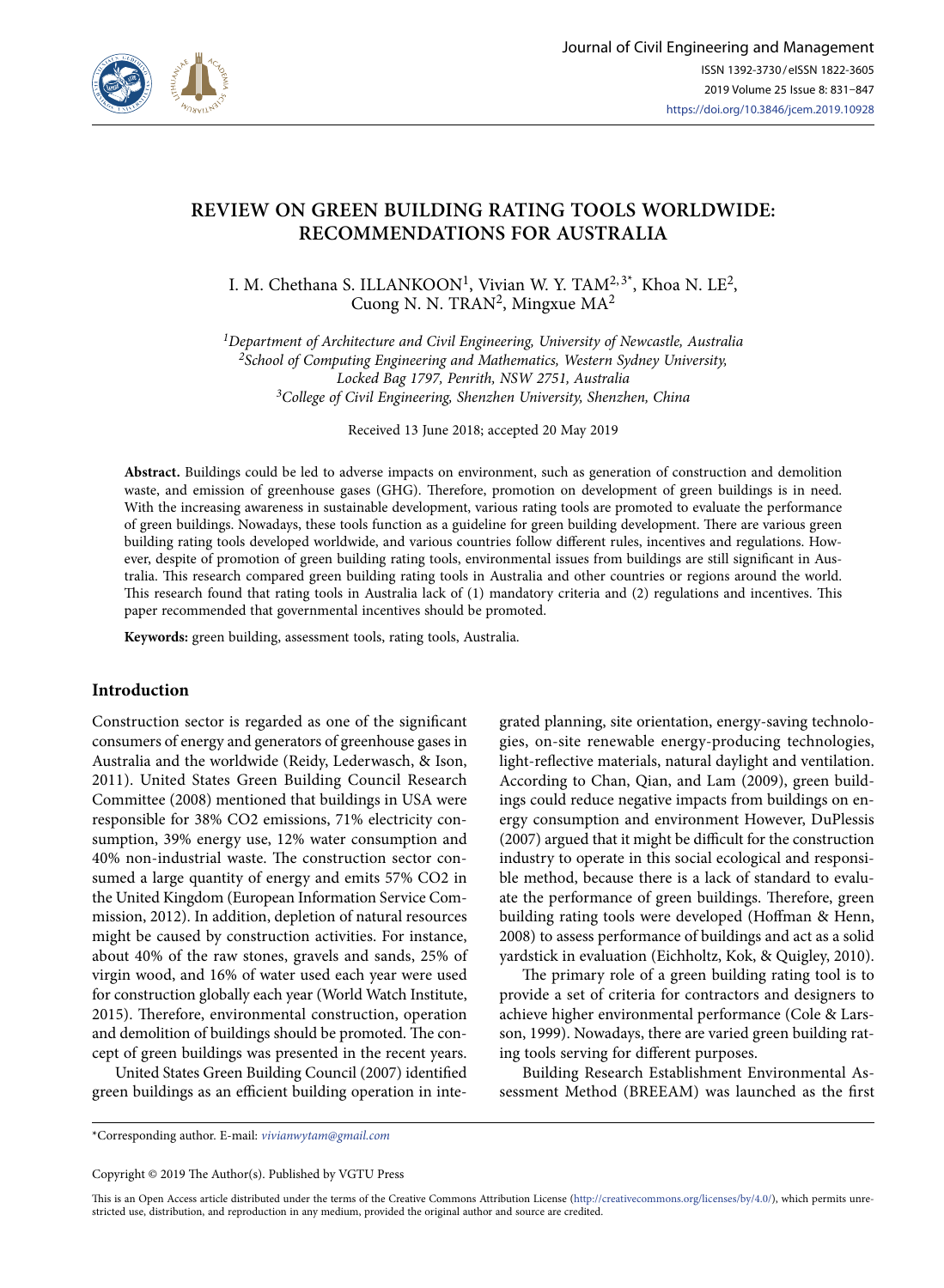# REVIEW ON GREEN BUILDING RATING TOOLS WORLDWIDE: RECOMMENDATIONS FOR AUSTRALIA

I. M. Chethana S. ILLANKOON[1], Vivian W. Y. TAM[2,3*], Khoa N. LE[2], Cuong N. N. TRAN[2], Mingxue MA[2]

[1]*Department of Architecture and Civil Engineering, University of Newcastle, Australia*
[2]*School of Computing Engineering and Mathematics, Western Sydney University, Locked Bag 1797, Penrith, NSW 2751, Australia*
[3]*College of Civil Engineering, Shenzhen University, Shenzhen, China*

Received 13 June 2018; accepted 20 May 2019

**Abstract.** Buildings could be led to adverse impacts on environment, such as generation of construction and demolition waste, and emission of greenhouse gases (GHG). Therefore, promotion on development of green buildings is in need. With the increasing awareness in sustainable development, various rating tools are promoted to evaluate the performance of green buildings. Nowadays, these tools function as a guideline for green building development. There are various green building rating tools developed worldwide, and various countries follow different rules, incentives and regulations. However, despite of promotion of green building rating tools, environmental issues from buildings are still significant in Australia. This research compared green building rating tools in Australia and other countries or regions around the world. This research found that rating tools in Australia lack of (1) mandatory criteria and (2) regulations and incentives. This paper recommended that governmental incentives should be promoted.

**Keywords:** green building, assessment tools, rating tools, Australia.

## Introduction

Construction sector is regarded as one of the significant consumers of energy and generators of greenhouse gases in Australia and the worldwide (Reidy, Lederwasch, & Ison, 2011). United States Green Building Council Research Committee (2008) mentioned that buildings in USA were responsible for 38% CO2 emissions, 71% electricity consumption, 39% energy use, 12% water consumption and 40% non-industrial waste. The construction sector consumed a large quantity of energy and emits 57% CO2 in the United Kingdom (European Information Service Commission, 2012). In addition, depletion of natural resources might be caused by construction activities. For instance, about 40% of the raw stones, gravels and sands, 25% of virgin wood, and 16% of water used each year were used for construction globally each year (World Watch Institute, 2015). Therefore, environmental construction, operation and demolition of buildings should be promoted. The concept of green buildings was presented in the recent years.

United States Green Building Council (2007) identified green buildings as an efficient building operation in integrated planning, site orientation, energy-saving technologies, on-site renewable energy-producing technologies, light-reflective materials, natural daylight and ventilation. According to Chan, Qian, and Lam (2009), green buildings could reduce negative impacts from buildings on energy consumption and environment However, DuPlessis (2007) argued that it might be difficult for the construction industry to operate in this social ecological and responsible method, because there is a lack of standard to evaluate the performance of green buildings. Therefore, green building rating tools were developed (Hoffman & Henn, 2008) to assess performance of buildings and act as a solid yardstick in evaluation (Eichholtz, Kok, & Quigley, 2010).

The primary role of a green building rating tool is to provide a set of criteria for contractors and designers to achieve higher environmental performance (Cole & Larsson, 1999). Nowadays, there are varied green building rating tools serving for different purposes.

Building Research Establishment Environmental Assessment Method (BREEAM) was launched as the first

*Corresponding author. E-mail: *vivianwytam@gmail.com*

Copyright © 2019 The Author(s). Published by VGTU Press

This is an Open Access article distributed under the terms of the Creative Commons Attribution License (http://creativecommons.org/licenses/by/4.0/), which permits unrestricted use, distribution, and reproduction in any medium, provided the original author and source are credited.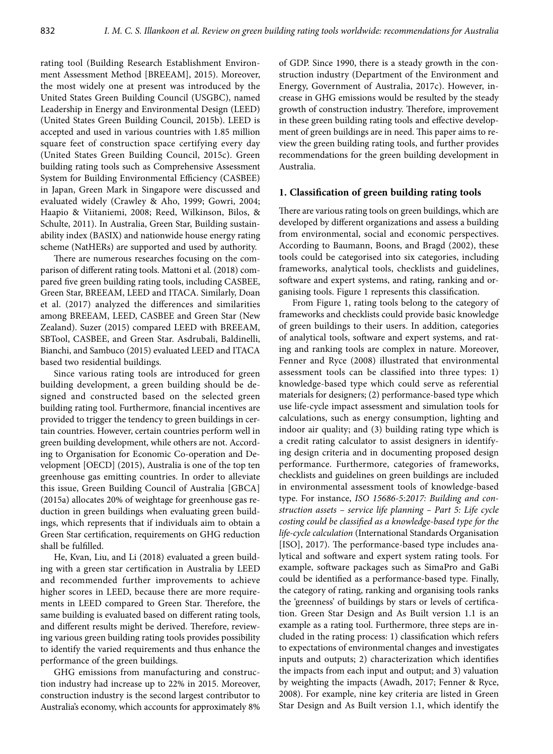rating tool (Building Research Establishment Environment Assessment Method [BREEAM], 2015). Moreover, the most widely one at present was introduced by the United States Green Building Council (USGBC), named Leadership in Energy and Environmental Design (LEED) (United States Green Building Council, 2015b). LEED is accepted and used in various countries with 1.85 million square feet of construction space certifying every day (United States Green Building Council, 2015c). Green building rating tools such as Comprehensive Assessment System for Building Environmental Efficiency (CASBEE) in Japan, Green Mark in Singapore were discussed and evaluated widely (Crawley & Aho, 1999; Gowri, 2004; Haapio & Viitaniemi, 2008; Reed, Wilkinson, Bilos, & Schulte, 2011). In Australia, Green Star, Building sustainability index (BASIX) and nationwide house energy rating scheme (NatHERs) are supported and used by authority.

There are numerous researches focusing on the comparison of different rating tools. Mattoni et al. (2018) compared five green building rating tools, including CASBEE, Green Star, BREEAM, LEED and ITACA. Similarly, Doan et al. (2017) analyzed the differences and similarities among BREEAM, LEED, CASBEE and Green Star (New Zealand). Suzer (2015) compared LEED with BREEAM, SBTool, CASBEE, and Green Star. Asdrubali, Baldinelli, Bianchi, and Sambuco (2015) evaluated LEED and ITACA based two residential buildings.

Since various rating tools are introduced for green building development, a green building should be designed and constructed based on the selected green building rating tool. Furthermore, financial incentives are provided to trigger the tendency to green buildings in certain countries. However, certain countries perform well in green building development, while others are not. According to Organisation for Economic Co-operation and Development [OECD] (2015), Australia is one of the top ten greenhouse gas emitting countries. In order to alleviate this issue, Green Building Council of Australia [GBCA] (2015a) allocates 20% of weightage for greenhouse gas reduction in green buildings when evaluating green buildings, which represents that if individuals aim to obtain a Green Star certification, requirements on GHG reduction shall be fulfilled.

He, Kvan, Liu, and Li (2018) evaluated a green building with a green star certification in Australia by LEED and recommended further improvements to achieve higher scores in LEED, because there are more requirements in LEED compared to Green Star. Therefore, the same building is evaluated based on different rating tools, and different results might be derived. Therefore, reviewing various green building rating tools provides possibility to identify the varied requirements and thus enhance the performance of the green buildings.

GHG emissions from manufacturing and construction industry had increase up to 22% in 2015. Moreover, construction industry is the second largest contributor to Australia's economy, which accounts for approximately 8% of GDP. Since 1990, there is a steady growth in the construction industry (Department of the Environment and Energy, Government of Australia, 2017c). However, increase in GHG emissions would be resulted by the steady growth of construction industry. Therefore, improvement in these green building rating tools and effective development of green buildings are in need. This paper aims to review the green building rating tools, and further provides recommendations for the green building development in Australia.

## 1. Classification of green building rating tools

There are various rating tools on green buildings, which are developed by different organizations and assess a building from environmental, social and economic perspectives. According to Baumann, Boons, and Bragd (2002), these tools could be categorised into six categories, including frameworks, analytical tools, checklists and guidelines, software and expert systems, and rating, ranking and organising tools. Figure 1 represents this classification.

From Figure 1, rating tools belong to the category of frameworks and checklists could provide basic knowledge of green buildings to their users. In addition, categories of analytical tools, software and expert systems, and rating and ranking tools are complex in nature. Moreover, Fenner and Ryce (2008) illustrated that environmental assessment tools can be classified into three types: 1) knowledge-based type which could serve as referential materials for designers; (2) performance-based type which use life-cycle impact assessment and simulation tools for calculations, such as energy consumption, lighting and indoor air quality; and (3) building rating type which is a credit rating calculator to assist designers in identifying design criteria and in documenting proposed design performance. Furthermore, categories of frameworks, checklists and guidelines on green buildings are included in environmental assessment tools of knowledge-based type. For instance, *ISO 15686-5:2017: Building and construction assets – service life planning – Part 5: Life cycle costing could be classified as a knowledge-based type for the life-cycle calculation* (International Standards Organisation [ISO], 2017). The performance-based type includes analytical and software and expert system rating tools. For example, software packages such as SimaPro and GaBi could be identified as a performance-based type. Finally, the category of rating, ranking and organising tools ranks the 'greenness' of buildings by stars or levels of certification. Green Star Design and As Built version 1.1 is an example as a rating tool. Furthermore, three steps are included in the rating process: 1) classification which refers to expectations of environmental changes and investigates inputs and outputs; 2) characterization which identifies the impacts from each input and output; and 3) valuation by weighting the impacts (Awadh, 2017; Fenner & Ryce, 2008). For example, nine key criteria are listed in Green Star Design and As Built version 1.1, which identify the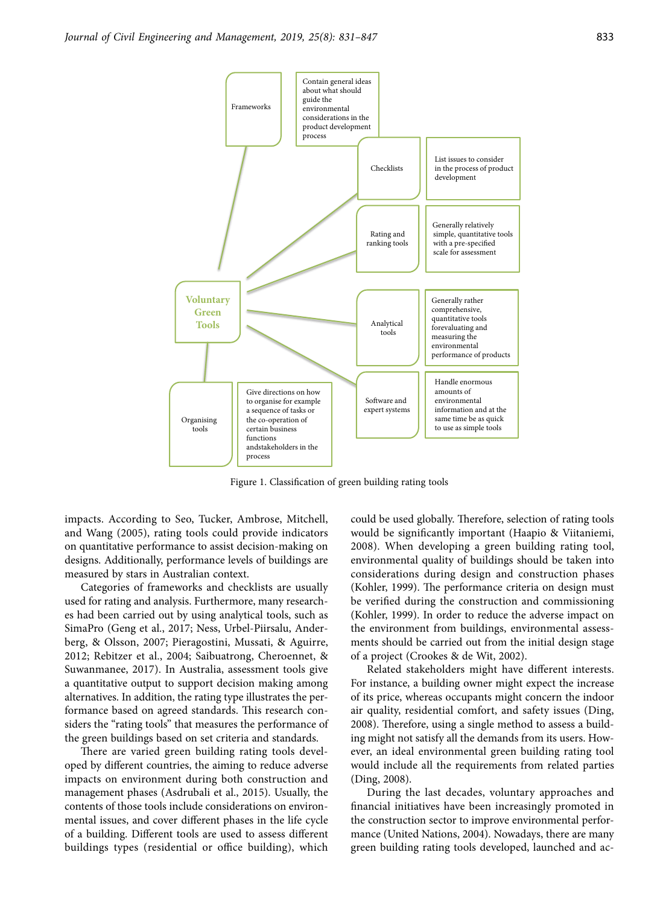Figure 1. Classification of green building rating tools

impacts. According to Seo, Tucker, Ambrose, Mitchell, and Wang (2005), rating tools could provide indicators on quantitative performance to assist decision-making on designs. Additionally, performance levels of buildings are measured by stars in Australian context.

Categories of frameworks and checklists are usually used for rating and analysis. Furthermore, many researches had been carried out by using analytical tools, such as SimaPro (Geng et al., 2017; Ness, Urbel-Piirsalu, Anderberg, & Olsson, 2007; Pieragostini, Mussati, & Aguirre, 2012; Rebitzer et al., 2004; Saibuatrong, Cheroennet, & Suwanmanee, 2017). In Australia, assessment tools give a quantitative output to support decision making among alternatives. In addition, the rating type illustrates the performance based on agreed standards. This research considers the "rating tools" that measures the performance of the green buildings based on set criteria and standards.

There are varied green building rating tools developed by different countries, the aiming to reduce adverse impacts on environment during both construction and management phases (Asdrubali et al., 2015). Usually, the contents of those tools include considerations on environmental issues, and cover different phases in the life cycle of a building. Different tools are used to assess different buildings types (residential or office building), which could be used globally. Therefore, selection of rating tools would be significantly important (Haapio & Viitaniemi, 2008). When developing a green building rating tool, environmental quality of buildings should be taken into considerations during design and construction phases (Kohler, 1999). The performance criteria on design must be verified during the construction and commissioning (Kohler, 1999). In order to reduce the adverse impact on the environment from buildings, environmental assessments should be carried out from the initial design stage of a project (Crookes & de Wit, 2002).

Related stakeholders might have different interests. For instance, a building owner might expect the increase of its price, whereas occupants might concern the indoor air quality, residential comfort, and safety issues (Ding, 2008). Therefore, using a single method to assess a building might not satisfy all the demands from its users. However, an ideal environmental green building rating tool would include all the requirements from related parties (Ding, 2008).

During the last decades, voluntary approaches and financial initiatives have been increasingly promoted in the construction sector to improve environmental performance (United Nations, 2004). Nowadays, there are many green building rating tools developed, launched and ac-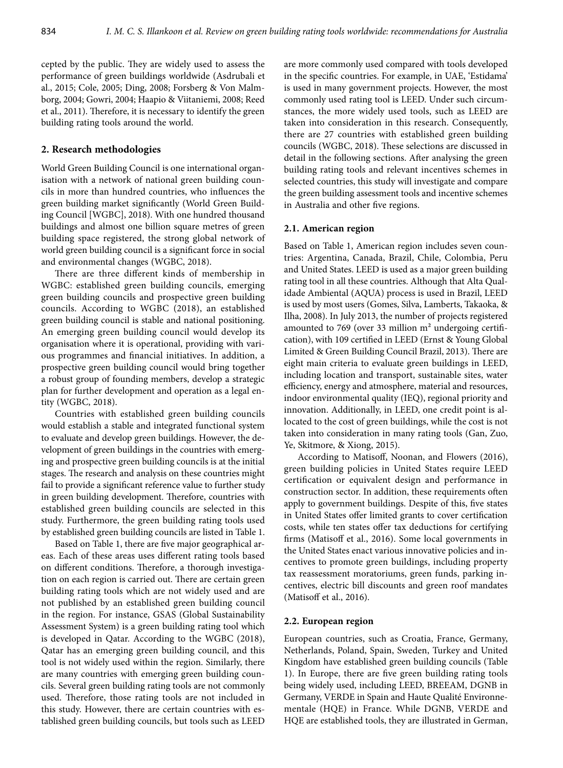cepted by the public. They are widely used to assess the performance of green buildings worldwide (Asdrubali et al., 2015; Cole, 2005; Ding, 2008; Forsberg & Von Malmborg, 2004; Gowri, 2004; Haapio & Viitaniemi, 2008; Reed et al., 2011). Therefore, it is necessary to identify the green building rating tools around the world.

## 2. Research methodologies

World Green Building Council is one international organisation with a network of national green building councils in more than hundred countries, who influences the green building market significantly (World Green Building Council [WGBC], 2018). With one hundred thousand buildings and almost one billion square metres of green building space registered, the strong global network of world green building council is a significant force in social and environmental changes (WGBC, 2018).

There are three different kinds of membership in WGBC: established green building councils, emerging green building councils and prospective green building councils. According to WGBC (2018), an established green building council is stable and national positioning. An emerging green building council would develop its organisation where it is operational, providing with various programmes and financial initiatives. In addition, a prospective green building council would bring together a robust group of founding members, develop a strategic plan for further development and operation as a legal entity (WGBC, 2018).

Countries with established green building councils would establish a stable and integrated functional system to evaluate and develop green buildings. However, the development of green buildings in the countries with emerging and prospective green building councils is at the initial stages. The research and analysis on these countries might fail to provide a significant reference value to further study in green building development. Therefore, countries with established green building councils are selected in this study. Furthermore, the green building rating tools used by established green building councils are listed in Table 1.

Based on Table 1, there are five major geographical areas. Each of these areas uses different rating tools based on different conditions. Therefore, a thorough investigation on each region is carried out. There are certain green building rating tools which are not widely used and are not published by an established green building council in the region. For instance, GSAS (Global Sustainability Assessment System) is a green building rating tool which is developed in Qatar. According to the WGBC (2018), Qatar has an emerging green building council, and this tool is not widely used within the region. Similarly, there are many countries with emerging green building councils. Several green building rating tools are not commonly used. Therefore, those rating tools are not included in this study. However, there are certain countries with established green building councils, but tools such as LEED are more commonly used compared with tools developed in the specific countries. For example, in UAE, 'Estidama' is used in many government projects. However, the most commonly used rating tool is LEED. Under such circumstances, the more widely used tools, such as LEED are taken into consideration in this research. Consequently, there are 27 countries with established green building councils (WGBC, 2018). These selections are discussed in detail in the following sections. After analysing the green building rating tools and relevant incentives schemes in selected countries, this study will investigate and compare the green building assessment tools and incentive schemes in Australia and other five regions.

### 2.1. American region

Based on Table 1, American region includes seven countries: Argentina, Canada, Brazil, Chile, Colombia, Peru and United States. LEED is used as a major green building rating tool in all these countries. Although that Alta Qualidade Ambiental (AQUA) process is used in Brazil, LEED is used by most users (Gomes, Silva, Lamberts, Takaoka, & Ilha, 2008). In July 2013, the number of projects registered amounted to 769 (over 33 million m² undergoing certification), with 109 certified in LEED (Ernst & Young Global Limited & Green Building Council Brazil, 2013). There are eight main criteria to evaluate green buildings in LEED, including location and transport, sustainable sites, water efficiency, energy and atmosphere, material and resources, indoor environmental quality (IEQ), regional priority and innovation. Additionally, in LEED, one credit point is allocated to the cost of green buildings, while the cost is not taken into consideration in many rating tools (Gan, Zuo, Ye, Skitmore, & Xiong, 2015).

According to Matisoff, Noonan, and Flowers (2016), green building policies in United States require LEED certification or equivalent design and performance in construction sector. In addition, these requirements often apply to government buildings. Despite of this, five states in United States offer limited grants to cover certification costs, while ten states offer tax deductions for certifying firms (Matisoff et al., 2016). Some local governments in the United States enact various innovative policies and incentives to promote green buildings, including property tax reassessment moratoriums, green funds, parking incentives, electric bill discounts and green roof mandates (Matisoff et al., 2016).

### 2.2. European region

European countries, such as Croatia, France, Germany, Netherlands, Poland, Spain, Sweden, Turkey and United Kingdom have established green building councils (Table 1). In Europe, there are five green building rating tools being widely used, including LEED, BREEAM, DGNB in Germany, VERDE in Spain and Haute Qualité Environnementale (HQE) in France. While DGNB, VERDE and HQE are established tools, they are illustrated in German,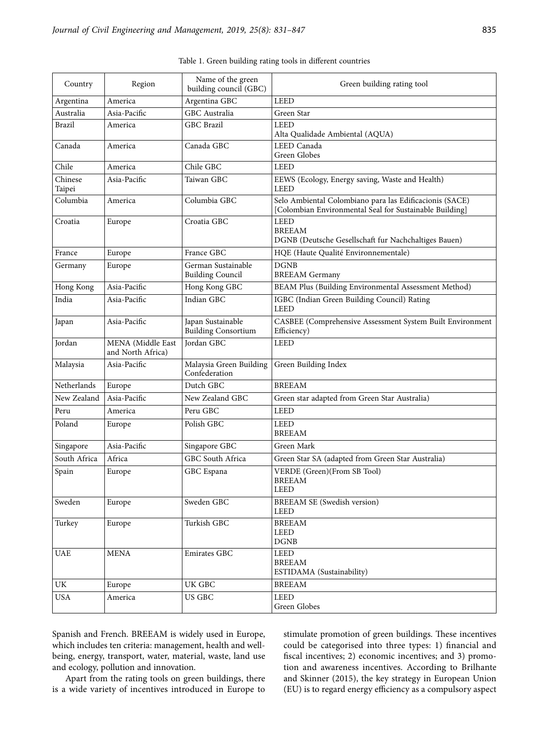Table 1. Green building rating tools in different countries

| Country | Region | Name of the green building council (GBC) | Green building rating tool |
|---|---|---|---|
| Argentina | America | Argentina GBC | LEED |
| Australia | Asia-Pacific | GBC Australia | Green Star |
| Brazil | America | GBC Brazil | LEED<br>Alta Qualidade Ambiental (AQUA) |
| Canada | America | Canada GBC | LEED Canada<br>Green Globes |
| Chile | America | Chile GBC | LEED |
| Chinese Taipei | Asia-Pacific | Taiwan GBC | EEWS (Ecology, Energy saving, Waste and Health)<br>LEED |
| Columbia | America | Columbia GBC | Selo Ambiental Colombiano para las Edificacionis (SACE)<br>[Colombian Environmental Seal for Sustainable Building] |
| Croatia | Europe | Croatia GBC | LEED<br>BREEAM<br>DGNB (Deutsche Gesellschaft fur Nachchaltiges Bauen) |
| France | Europe | France GBC | HQE (Haute Qualité Environnementale) |
| Germany | Europe | German Sustainable Building Council | DGNB<br>BREEAM Germany |
| Hong Kong | Asia-Pacific | Hong Kong GBC | BEAM Plus (Building Environmental Assessment Method) |
| India | Asia-Pacific | Indian GBC | IGBC (Indian Green Building Council) Rating<br>LEED |
| Japan | Asia-Pacific | Japan Sustainable Building Consortium | CASBEE (Comprehensive Assessment System Built Environment Efficiency) |
| Jordan | MENA (Middle East and North Africa) | Jordan GBC | LEED |
| Malaysia | Asia-Pacific | Malaysia Green Building Confederation | Green Building Index |
| Netherlands | Europe | Dutch GBC | BREEAM |
| New Zealand | Asia-Pacific | New Zealand GBC | Green star adapted from Green Star Australia) |
| Peru | America | Peru GBC | LEED |
| Poland | Europe | Polish GBC | LEED<br>BREEAM |
| Singapore | Asia-Pacific | Singapore GBC | Green Mark |
| South Africa | Africa | GBC South Africa | Green Star SA (adapted from Green Star Australia) |
| Spain | Europe | GBC Espana | VERDE (Green)(From SB Tool)<br>BREEAM<br>LEED |
| Sweden | Europe | Sweden GBC | BREEAM SE (Swedish version)<br>LEED |
| Turkey | Europe | Turkish GBC | BREEAM<br>LEED<br>DGNB |
| UAE | MENA | Emirates GBC | LEED<br>BREEAM<br>ESTIDAMA (Sustainability) |
| UK | Europe | UK GBC | BREEAM |
| USA | America | US GBC | LEED<br>Green Globes |

Spanish and French. BREEAM is widely used in Europe, which includes ten criteria: management, health and well-being, energy, transport, water, material, waste, land use and ecology, pollution and innovation.

Apart from the rating tools on green buildings, there is a wide variety of incentives introduced in Europe to stimulate promotion of green buildings. These incentives could be categorised into three types: 1) financial and fiscal incentives; 2) economic incentives; and 3) promotion and awareness incentives. According to Brilhante and Skinner (2015), the key strategy in European Union (EU) is to regard energy efficiency as a compulsory aspect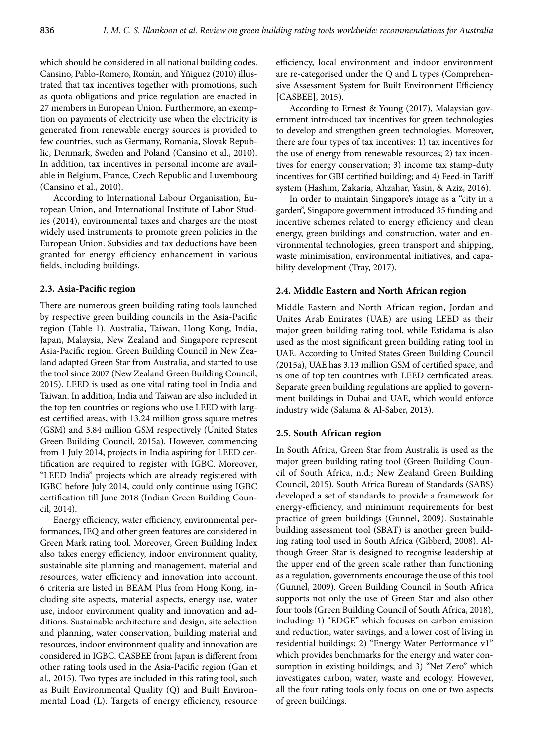which should be considered in all national building codes. Cansino, Pablo-Romero, Román, and Yñiguez (2010) illustrated that tax incentives together with promotions, such as quota obligations and price regulation are enacted in 27 members in European Union. Furthermore, an exemption on payments of electricity use when the electricity is generated from renewable energy sources is provided to few countries, such as Germany, Romania, Slovak Republic, Denmark, Sweden and Poland (Cansino et al., 2010). In addition, tax incentives in personal income are available in Belgium, France, Czech Republic and Luxembourg (Cansino et al., 2010).

According to International Labour Organisation, European Union, and International Institute of Labor Studies (2014), environmental taxes and charges are the most widely used instruments to promote green policies in the European Union. Subsidies and tax deductions have been granted for energy efficiency enhancement in various fields, including buildings.

### 2.3. Asia-Pacific region

There are numerous green building rating tools launched by respective green building councils in the Asia-Pacific region (Table 1). Australia, Taiwan, Hong Kong, India, Japan, Malaysia, New Zealand and Singapore represent Asia-Pacific region. Green Building Council in New Zealand adapted Green Star from Australia, and started to use the tool since 2007 (New Zealand Green Building Council, 2015). LEED is used as one vital rating tool in India and Taiwan. In addition, India and Taiwan are also included in the top ten countries or regions who use LEED with largest certified areas, with 13.24 million gross square metres (GSM) and 3.84 million GSM respectively (United States Green Building Council, 2015a). However, commencing from 1 July 2014, projects in India aspiring for LEED certification are required to register with IGBC. Moreover, "LEED India" projects which are already registered with IGBC before July 2014, could only continue using IGBC certification till June 2018 (Indian Green Building Council, 2014).

Energy efficiency, water efficiency, environmental performances, IEQ and other green features are considered in Green Mark rating tool. Moreover, Green Building Index also takes energy efficiency, indoor environment quality, sustainable site planning and management, material and resources, water efficiency and innovation into account. 6 criteria are listed in BEAM Plus from Hong Kong, including site aspects, material aspects, energy use, water use, indoor environment quality and innovation and additions. Sustainable architecture and design, site selection and planning, water conservation, building material and resources, indoor environment quality and innovation are considered in IGBC. CASBEE from Japan is different from other rating tools used in the Asia-Pacific region (Gan et al., 2015). Two types are included in this rating tool, such as Built Environmental Quality (Q) and Built Environmental Load (L). Targets of energy efficiency, resource efficiency, local environment and indoor environment are re-categorised under the Q and L types (Comprehensive Assessment System for Built Environment Efficiency [CASBEE], 2015).

According to Ernest & Young (2017), Malaysian government introduced tax incentives for green technologies to develop and strengthen green technologies. Moreover, there are four types of tax incentives: 1) tax incentives for the use of energy from renewable resources; 2) tax incentives for energy conservation; 3) income tax stamp-duty incentives for GBI certified building; and 4) Feed-in Tariff system (Hashim, Zakaria, Ahzahar, Yasin, & Aziz, 2016).

In order to maintain Singapore's image as a "city in a garden", Singapore government introduced 35 funding and incentive schemes related to energy efficiency and clean energy, green buildings and construction, water and environmental technologies, green transport and shipping, waste minimisation, environmental initiatives, and capability development (Tray, 2017).

### 2.4. Middle Eastern and North African region

Middle Eastern and North African region, Jordan and Unites Arab Emirates (UAE) are using LEED as their major green building rating tool, while Estidama is also used as the most significant green building rating tool in UAE. According to United States Green Building Council (2015a), UAE has 3.13 million GSM of certified space, and is one of top ten countries with LEED certificated areas. Separate green building regulations are applied to government buildings in Dubai and UAE, which would enforce industry wide (Salama & Al-Saber, 2013).

### 2.5. South African region

In South Africa, Green Star from Australia is used as the major green building rating tool (Green Building Council of South Africa, n.d.; New Zealand Green Building Council, 2015). South Africa Bureau of Standards (SABS) developed a set of standards to provide a framework for energy-efficiency, and minimum requirements for best practice of green buildings (Gunnel, 2009). Sustainable building assessment tool (SBAT) is another green building rating tool used in South Africa (Gibberd, 2008). Although Green Star is designed to recognise leadership at the upper end of the green scale rather than functioning as a regulation, governments encourage the use of this tool (Gunnel, 2009). Green Building Council in South Africa supports not only the use of Green Star and also other four tools (Green Building Council of South Africa, 2018), including: 1) "EDGE" which focuses on carbon emission and reduction, water savings, and a lower cost of living in residential buildings; 2) "Energy Water Performance v1" which provides benchmarks for the energy and water consumption in existing buildings; and 3) "Net Zero" which investigates carbon, water, waste and ecology. However, all the four rating tools only focus on one or two aspects of green buildings.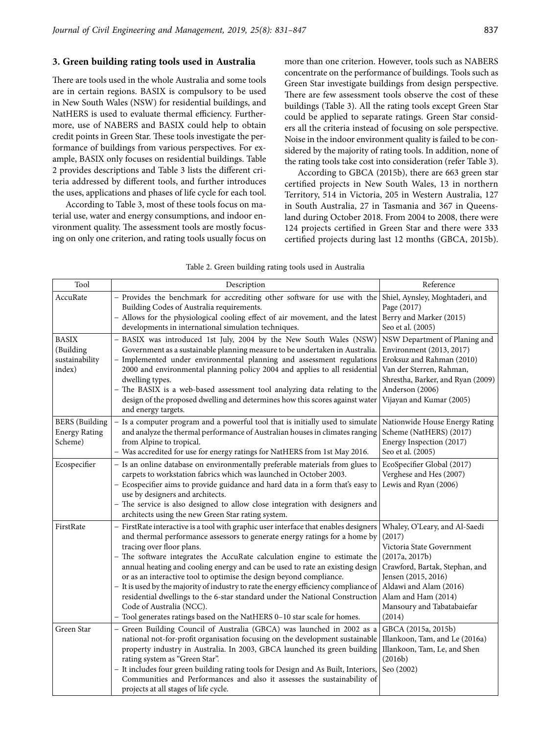## 3. Green building rating tools used in Australia

There are tools used in the whole Australia and some tools are in certain regions. BASIX is compulsory to be used in New South Wales (NSW) for residential buildings, and NatHERS is used to evaluate thermal efficiency. Furthermore, use of NABERS and BASIX could help to obtain credit points in Green Star. These tools investigate the performance of buildings from various perspectives. For example, BASIX only focuses on residential buildings. Table 2 provides descriptions and Table 3 lists the different criteria addressed by different tools, and further introduces the uses, applications and phases of life cycle for each tool.

According to Table 3, most of these tools focus on material use, water and energy consumptions, and indoor environment quality. The assessment tools are mostly focusing on only one criterion, and rating tools usually focus on more than one criterion. However, tools such as NABERS concentrate on the performance of buildings. Tools such as Green Star investigate buildings from design perspective. There are few assessment tools observe the cost of these buildings (Table 3). All the rating tools except Green Star could be applied to separate ratings. Green Star considers all the criteria instead of focusing on sole perspective. Noise in the indoor environment quality is failed to be considered by the majority of rating tools. In addition, none of the rating tools take cost into consideration (refer Table 3).

According to GBCA (2015b), there are 663 green star certified projects in New South Wales, 13 in northern Territory, 514 in Victoria, 205 in Western Australia, 127 in South Australia, 27 in Tasmania and 367 in Queensland during October 2018. From 2004 to 2008, there were 124 projects certified in Green Star and there were 333 certified projects during last 12 months (GBCA, 2015b).

Table 2. Green building rating tools used in Australia

| Tool | Description | Reference |
|---|---|---|
| AccuRate | – Provides the benchmark for accrediting other software for use with the Building Codes of Australia requirements.<br>– Allows for the physiological cooling effect of air movement, and the latest developments in international simulation techniques. | Shiel, Aynsley, Moghtaderi, and Page (2017)<br>Berry and Marker (2015)<br>Seo et al. (2005) |
| BASIX (Building sustainability index) | – BASIX was introduced 1st July, 2004 by the New South Wales (NSW) Government as a sustainable planning measure to be undertaken in Australia.<br>– Implemented under environmental planning and assessment regulations 2000 and environmental planning policy 2004 and applies to all residential dwelling types.<br>– The BASIX is a web-based assessment tool analyzing data relating to the design of the proposed dwelling and determines how this scores against water and energy targets. | NSW Department of Planing and Environment (2013, 2017)<br>Eroksuz and Rahman (2010)<br>Van der Sterren, Rahman, Shrestha, Barker, and Ryan (2009)<br>Anderson (2006)<br>Vijayan and Kumar (2005) |
| BERS (Building Energy Rating Scheme) | – Is a computer program and a powerful tool that is initially used to simulate and analyze the thermal performance of Australian houses in climates ranging from Alpine to tropical.<br>– Was accredited for use for energy ratings for NatHERS from 1st May 2016. | Nationwide House Energy Rating Scheme (NatHERS) (2017)<br>Energy Inspection (2017)<br>Seo et al. (2005) |
| Ecospecifier | – Is an online database on environmentally preferable materials from glues to carpets to workstation fabrics which was launched in October 2003.<br>– Ecospecifier aims to provide guidance and hard data in a form that's easy to use by designers and architects.<br>– The service is also designed to allow close integration with designers and architects using the new Green Star rating system. | EcoSpecifier Global (2017)<br>Verghese and Hes (2007)<br>Lewis and Ryan (2006) |
| FirstRate | – FirstRate interactive is a tool with graphic user interface that enables designers and thermal performance assessors to generate energy ratings for a home by tracing over floor plans.<br>– The software integrates the AccuRate calculation engine to estimate the annual heating and cooling energy and can be used to rate an existing design or as an interactive tool to optimise the design beyond compliance.<br>– It is used by the majority of industry to rate the energy efficiency compliance of residential dwellings to the 6-star standard under the National Construction Code of Australia (NCC).<br>– Tool generates ratings based on the NatHERS 0–10 star scale for homes. | Whaley, O'Leary, and Al-Saedi (2017)<br>Victoria State Government (2017a, 2017b)<br>Crawford, Bartak, Stephan, and Jensen (2015, 2016)<br>Aldawi and Alam (2016)<br>Alam and Ham (2014)<br>Mansoury and Tabatabaiefar (2014) |
| Green Star | – Green Building Council of Australia (GBCA) was launched in 2002 as a national not-for-profit organisation focusing on the development sustainable property industry in Australia. In 2003, GBCA launched its green building rating system as "Green Star".<br>– It includes four green building rating tools for Design and As Built, Interiors, Communities and Performances and also it assesses the sustainability of projects at all stages of life cycle. | GBCA (2015a, 2015b)<br>Illankoon, Tam, and Le (2016a)<br>Illankoon, Tam, Le, and Shen (2016b)<br>Seo (2002) |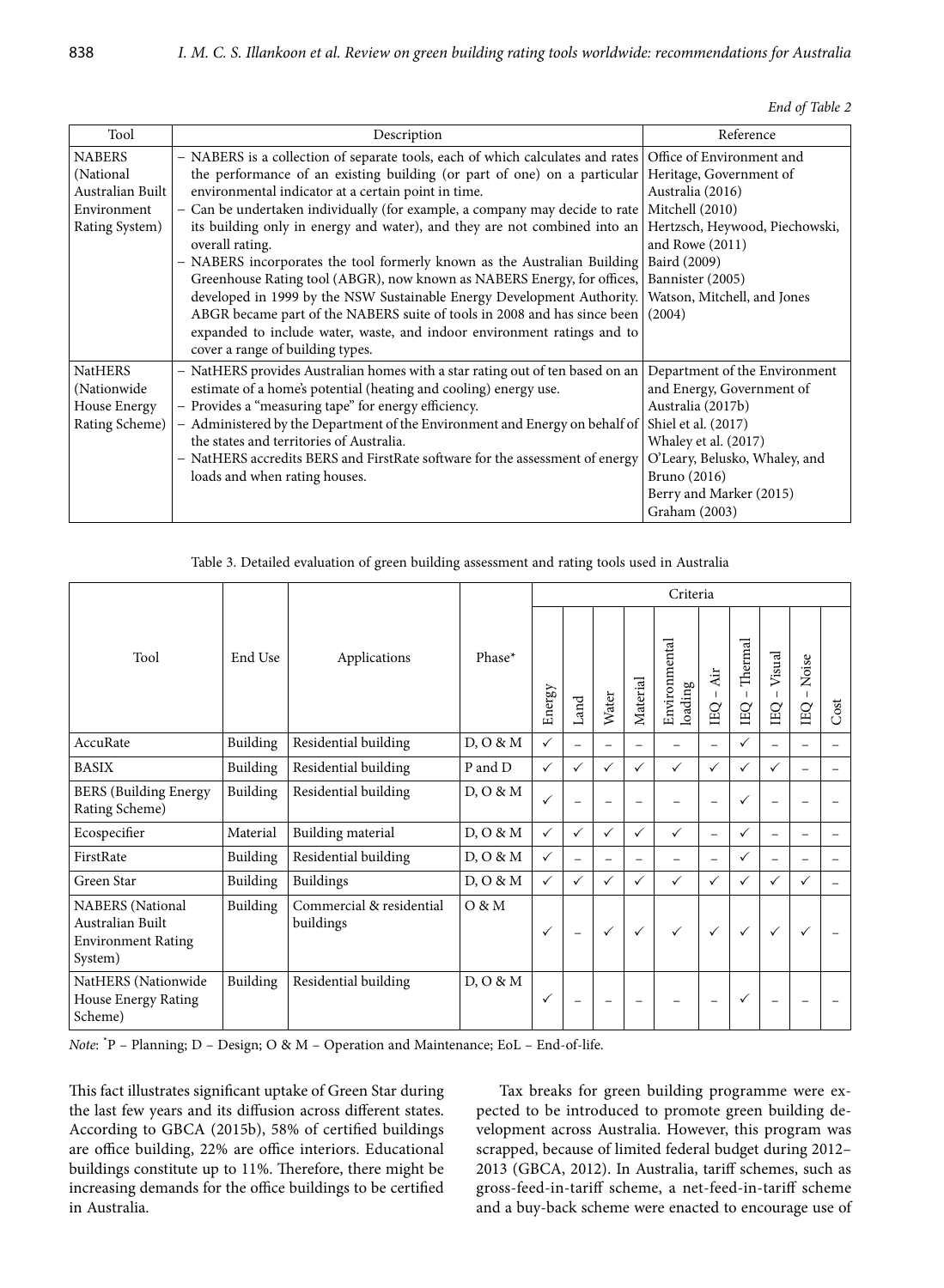*End of Table 2*

| Tool | Description | Reference |
|---|---|---|
| NABERS (National Australian Built Environment Rating System) | – NABERS is a collection of separate tools, each of which calculates and rates the performance of an existing building (or part of one) on a particular environmental indicator at a certain point in time.<br>– Can be undertaken individually (for example, a company may decide to rate its building only in energy and water), and they are not combined into an overall rating.<br>– NABERS incorporates the tool formerly known as the Australian Building Greenhouse Rating tool (ABGR), now known as NABERS Energy, for offices, developed in 1999 by the NSW Sustainable Energy Development Authority. ABGR became part of the NABERS suite of tools in 2008 and has since been expanded to include water, waste, and indoor environment ratings and to cover a range of building types. | Office of Environment and Heritage, Government of Australia (2016)<br>Mitchell (2010)<br>Hertzsch, Heywood, Piechowski, and Rowe (2011)<br>Baird (2009)<br>Bannister (2005)<br>Watson, Mitchell, and Jones (2004) |
| NatHERS (Nationwide House Energy Rating Scheme) | – NatHERS provides Australian homes with a star rating out of ten based on an estimate of a home's potential (heating and cooling) energy use.<br>– Provides a "measuring tape" for energy efficiency.<br>– Administered by the Department of the Environment and Energy on behalf of the states and territories of Australia.<br>– NatHERS accredits BERS and FirstRate software for the assessment of energy loads and when rating houses. | Department of the Environment and Energy, Government of Australia (2017b)<br>Shiel et al. (2017)<br>Whaley et al. (2017)<br>O'Leary, Belusko, Whaley, and Bruno (2016)<br>Berry and Marker (2015)<br>Graham (2003) |

Table 3. Detailed evaluation of green building assessment and rating tools used in Australia

| Tool | End Use | Applications | Phase* | Criteria | | | | | | | | | |
|---|---|---|---|---|---|---|---|---|---|---|---|---|---|
| | | | | Energy | Land | Water | Material | Environmental loading | IEQ – Air | IEQ – Thermal | IEQ – Visual | IEQ – Noise | Cost |
| AccuRate | Building | Residential building | D, O & M | ✓ | – | – | – | – | – | ✓ | – | – | – |
| BASIX | Building | Residential building | P and D | ✓ | ✓ | ✓ | ✓ | ✓ | ✓ | ✓ | ✓ | – | – |
| BERS (Building Energy Rating Scheme) | Building | Residential building | D, O & M | ✓ | – | – | – | – | – | ✓ | – | – | – |
| Ecospecifier | Material | Building material | D, O & M | ✓ | ✓ | ✓ | ✓ | ✓ | – | ✓ | – | – | – |
| FirstRate | Building | Residential building | D, O & M | ✓ | – | – | – | – | – | ✓ | – | – | – |
| Green Star | Building | Buildings | D, O & M | ✓ | ✓ | ✓ | ✓ | ✓ | ✓ | ✓ | ✓ | ✓ | – |
| NABERS (National Australian Built Environment Rating System) | Building | Commercial & residential buildings | O & M | ✓ | – | ✓ | ✓ | ✓ | ✓ | ✓ | ✓ | ✓ | – |
| NatHERS (Nationwide House Energy Rating Scheme) | Building | Residential building | D, O & M | ✓ | – | – | – | – | – | ✓ | – | – | – |

*Note*: *P – Planning; D – Design; O & M – Operation and Maintenance; EoL – End-of-life.

This fact illustrates significant uptake of Green Star during the last few years and its diffusion across different states. According to GBCA (2015b), 58% of certified buildings are office building, 22% are office interiors. Educational buildings constitute up to 11%. Therefore, there might be increasing demands for the office buildings to be certified in Australia.

Tax breaks for green building programme were expected to be introduced to promote green building development across Australia. However, this program was scrapped, because of limited federal budget during 2012–2013 (GBCA, 2012). In Australia, tariff schemes, such as gross-feed-in-tariff scheme, a net-feed-in-tariff scheme and a buy-back scheme were enacted to encourage use of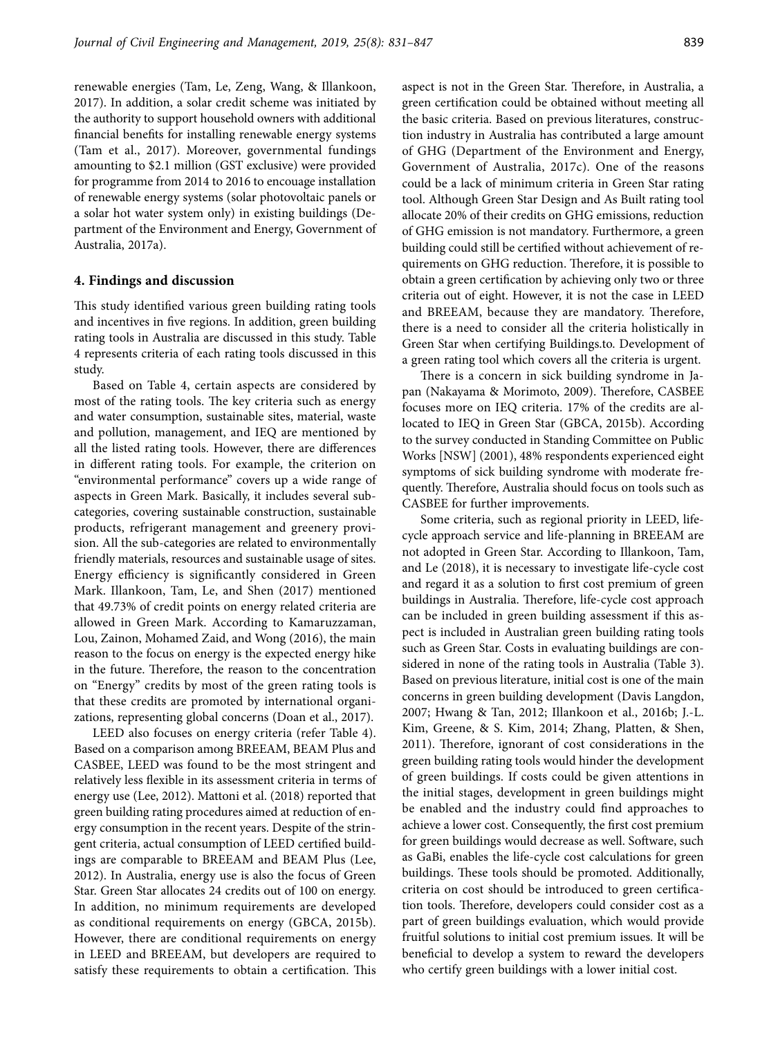renewable energies (Tam, Le, Zeng, Wang, & Illankoon, 2017). In addition, a solar credit scheme was initiated by the authority to support household owners with additional financial benefits for installing renewable energy systems (Tam et al., 2017). Moreover, governmental fundings amounting to $2.1 million (GST exclusive) were provided for programme from 2014 to 2016 to encouage installation of renewable energy systems (solar photovoltaic panels or a solar hot water system only) in existing buildings (Department of the Environment and Energy, Government of Australia, 2017a).

## 4. Findings and discussion

This study identified various green building rating tools and incentives in five regions. In addition, green building rating tools in Australia are discussed in this study. Table 4 represents criteria of each rating tools discussed in this study.

Based on Table 4, certain aspects are considered by most of the rating tools. The key criteria such as energy and water consumption, sustainable sites, material, waste and pollution, management, and IEQ are mentioned by all the listed rating tools. However, there are differences in different rating tools. For example, the criterion on "environmental performance" covers up a wide range of aspects in Green Mark. Basically, it includes several subcategories, covering sustainable construction, sustainable products, refrigerant management and greenery provision. All the sub-categories are related to environmentally friendly materials, resources and sustainable usage of sites. Energy efficiency is significantly considered in Green Mark. Illankoon, Tam, Le, and Shen (2017) mentioned that 49.73% of credit points on energy related criteria are allowed in Green Mark. According to Kamaruzzaman, Lou, Zainon, Mohamed Zaid, and Wong (2016), the main reason to the focus on energy is the expected energy hike in the future. Therefore, the reason to the concentration on "Energy" credits by most of the green rating tools is that these credits are promoted by international organizations, representing global concerns (Doan et al., 2017).

LEED also focuses on energy criteria (refer Table 4). Based on a comparison among BREEAM, BEAM Plus and CASBEE, LEED was found to be the most stringent and relatively less flexible in its assessment criteria in terms of energy use (Lee, 2012). Mattoni et al. (2018) reported that green building rating procedures aimed at reduction of energy consumption in the recent years. Despite of the stringent criteria, actual consumption of LEED certified buildings are comparable to BREEAM and BEAM Plus (Lee, 2012). In Australia, energy use is also the focus of Green Star. Green Star allocates 24 credits out of 100 on energy. In addition, no minimum requirements are developed as conditional requirements on energy (GBCA, 2015b). However, there are conditional requirements on energy in LEED and BREEAM, but developers are required to satisfy these requirements to obtain a certification. This aspect is not in the Green Star. Therefore, in Australia, a green certification could be obtained without meeting all the basic criteria. Based on previous literatures, construction industry in Australia has contributed a large amount of GHG (Department of the Environment and Energy, Government of Australia, 2017c). One of the reasons could be a lack of minimum criteria in Green Star rating tool. Although Green Star Design and As Built rating tool allocate 20% of their credits on GHG emissions, reduction of GHG emission is not mandatory. Furthermore, a green building could still be certified without achievement of requirements on GHG reduction. Therefore, it is possible to obtain a green certification by achieving only two or three criteria out of eight. However, it is not the case in LEED and BREEAM, because they are mandatory. Therefore, there is a need to consider all the criteria holistically in Green Star when certifying Buildings.to. Development of a green rating tool which covers all the criteria is urgent.

There is a concern in sick building syndrome in Japan (Nakayama & Morimoto, 2009). Therefore, CASBEE focuses more on IEQ criteria. 17% of the credits are allocated to IEQ in Green Star (GBCA, 2015b). According to the survey conducted in Standing Committee on Public Works [NSW] (2001), 48% respondents experienced eight symptoms of sick building syndrome with moderate frequently. Therefore, Australia should focus on tools such as CASBEE for further improvements.

Some criteria, such as regional priority in LEED, life-cycle approach service and life-planning in BREEAM are not adopted in Green Star. According to Illankoon, Tam, and Le (2018), it is necessary to investigate life-cycle cost and regard it as a solution to first cost premium of green buildings in Australia. Therefore, life-cycle cost approach can be included in green building assessment if this aspect is included in Australian green building rating tools such as Green Star. Costs in evaluating buildings are considered in none of the rating tools in Australia (Table 3). Based on previous literature, initial cost is one of the main concerns in green building development (Davis Langdon, 2007; Hwang & Tan, 2012; Illankoon et al., 2016b; J.-L. Kim, Greene, & S. Kim, 2014; Zhang, Platten, & Shen, 2011). Therefore, ignorant of cost considerations in the green building rating tools would hinder the development of green buildings. If costs could be given attentions in the initial stages, development in green buildings might be enabled and the industry could find approaches to achieve a lower cost. Consequently, the first cost premium for green buildings would decrease as well. Software, such as GaBi, enables the life-cycle cost calculations for green buildings. These tools should be promoted. Additionally, criteria on cost should be introduced to green certification tools. Therefore, developers could consider cost as a part of green buildings evaluation, which would provide fruitful solutions to initial cost premium issues. It will be beneficial to develop a system to reward the developers who certify green buildings with a lower initial cost.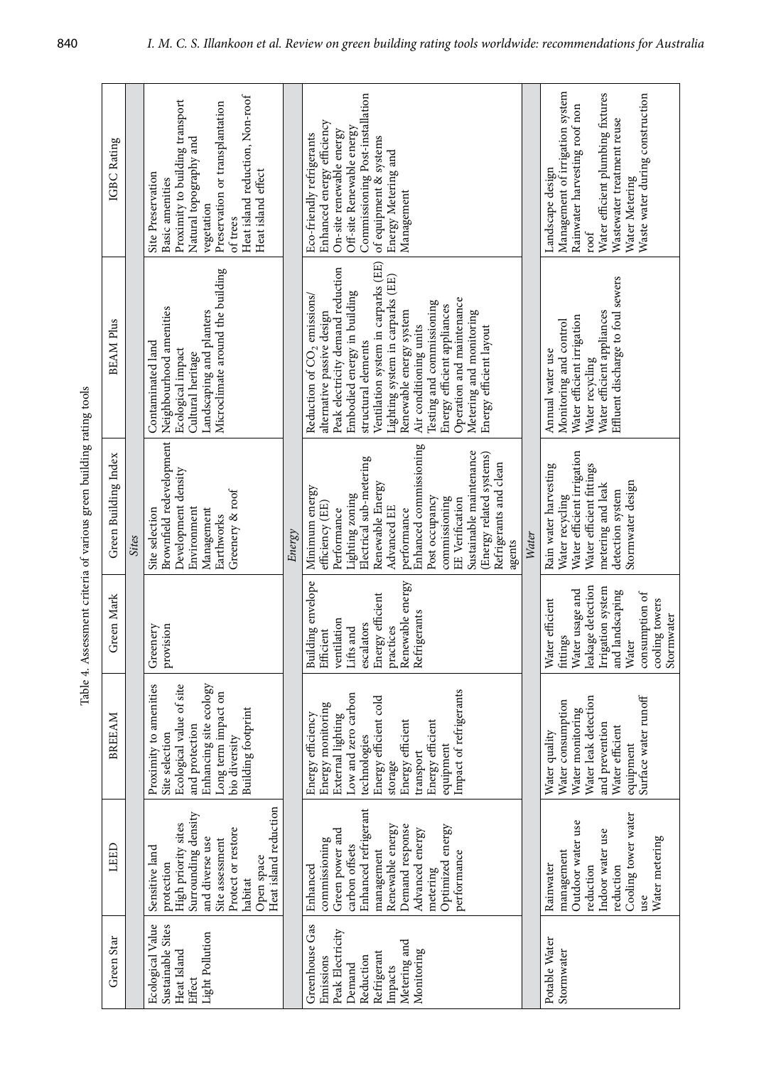Table 4. Assessment criteria of various green building rating tools

| Green Star | LEED | BREEAM | Green Mark | Green Building Index | BEAM Plus | IGBC Rating |
|---|---|---|---|---|---|---|
| *Sites* | | | | | | |
| Ecological Value<br>Sustainable Sites<br>Heat Island Effect<br>Light Pollution | Sensitive land protection<br>High priority sites<br>Surrounding density and diverse use<br>Site assessment<br>Protect or restore habitat<br>Open space<br>Heat island reduction | Proximity to amenities<br>Site selection<br>Ecological value of site and protection<br>Enhancing site ecology<br>Long term impact on bio diversity<br>Building footprint | Greenery provision | Site selection<br>Brownfield redevelopment<br>Development density<br>Environment Management<br>Earthworks<br>Greenery & roof | Contaminated land<br>Neighbourhood amenities<br>Ecological impact<br>Cultural heritage<br>Landscaping and planters<br>Microclimate around the building | Site Preservation<br>Basic amenities<br>Proximity to building transport<br>Natural topography and vegetation<br>Preservation or transplantation of trees<br>Heat island reduction, Non-roof<br>Heat island effect |
| *Energy* | | | | | | |
| Greenhouse Gas Emissions<br>Peak Electricity Demand Reduction<br>Refrigerant Impacts<br>Metering and Monitoring | Enhanced commissioning<br>Green power and carbon offsets<br>Enhanced refrigerant management<br>Renewable energy<br>Demand response<br>Advanced energy metering<br>Optimized energy performance | Energy efficiency<br>Energy monitoring<br>External lighting<br>Low and zero carbon technologies<br>Energy efficient cold storage<br>Energy efficient transport<br>Energy efficient equipment<br>Impact of refrigerants | Building envelope<br>Efficient ventilation<br>Lifts and escalators<br>Energy efficient practices<br>Renewable energy<br>Refrigerants | Minimum energy efficiency (EE) Performance<br>Lighting zoning<br>Electrical sub-metering<br>Renewable Energy<br>Advanced EE performance<br>Enhanced commissioning<br>Post occupancy commissioning<br>EE Verification<br>Sustainable maintenance (Energy related systems)<br>Refrigerants and clean agents | Reduction of $CO_2$ emissions/ alternative passive design<br>Peak electricity demand reduction<br>Embodied energy in building structural elements<br>Ventilation system in carparks (EE)<br>Lighting system in carparks (EE)<br>Renewable energy system<br>Air conditioning units<br>Testing and commissioning<br>Energy efficient appliances<br>Operation and maintenance<br>Metering and monitoring<br>Energy efficient layout | Eco-friendly refrigerants<br>Enhanced energy efficiency<br>On-site renewable energy<br>Off-site Renewable energy<br>Commissioning Post-installation of equipment & systems<br>Energy Metering and Management |
| *Water* | | | | | | |
| Potable Water<br>Stormwater | Rainwater management<br>Outdoor water use reduction<br>Indoor water use reduction<br>Cooling tower water use<br>Water metering | Water quality<br>Water consumption<br>Water monitoring<br>Water leak detection and prevention<br>Water efficient equipment<br>Surface water runoff | Water efficient fittings<br>Water usage and leakage detection<br>Irrigation system and landscaping<br>Water consumption of cooling towers<br>Stormwater | Rain water harvesting<br>Water recycling<br>Water efficient irrigation<br>Water efficient fittings metering and leak detection system<br>Stormwater design | Annual water use<br>Monitoring and control<br>Water efficient irrigation<br>Water recycling<br>Water efficient appliances<br>Effluent discharge to foul sewers | Landscape design<br>Management of irrigation system<br>Rainwater harvesting roof non roof<br>Water efficient plumbing fixtures<br>Wastewater treatment reuse<br>Water Metering<br>Waste water during construction |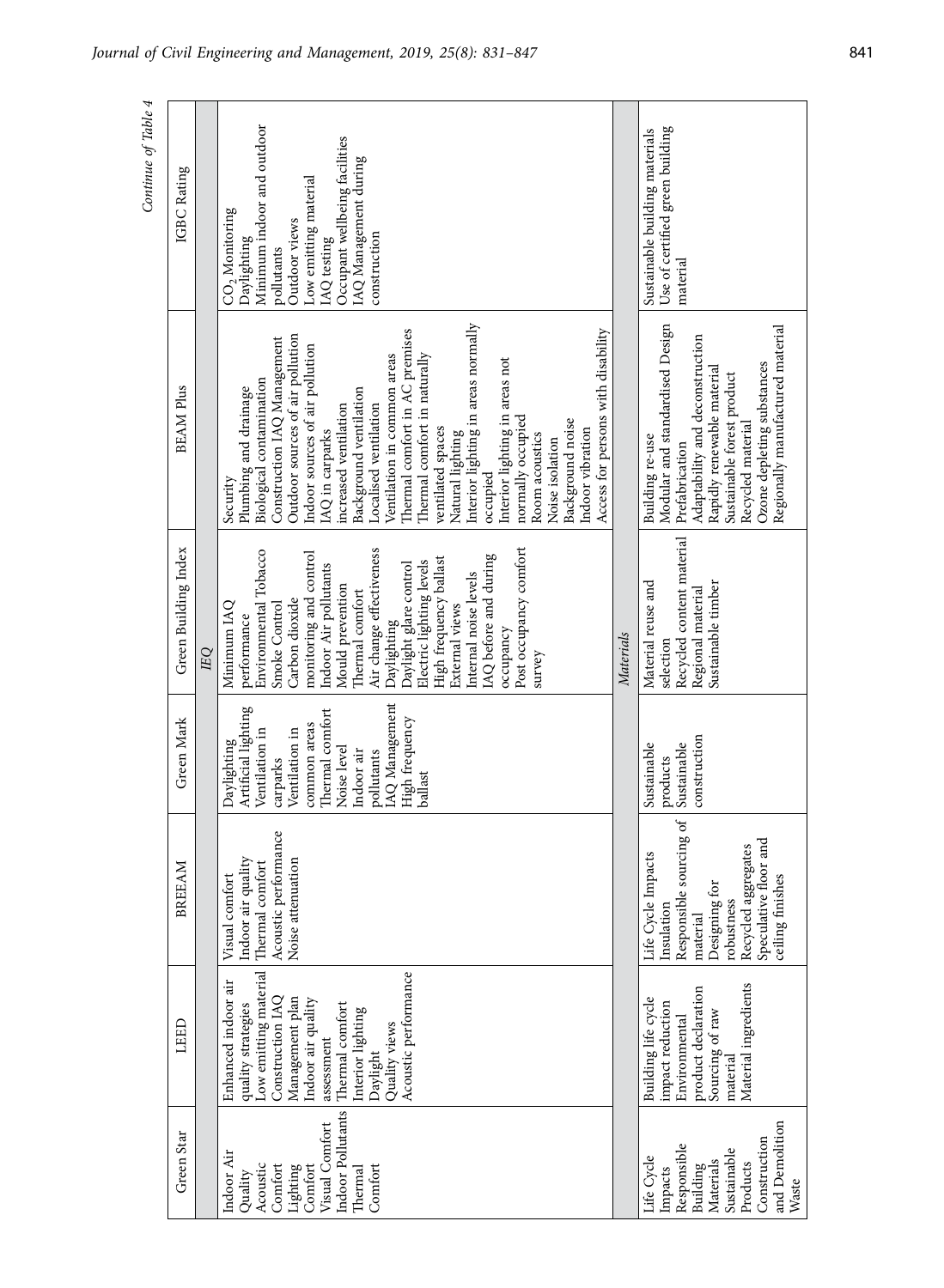*Continue of Table 4*

| Green Star | LEED | BREEAM | Green Mark | Green Building Index | BEAM Plus | IGBC Rating |
|---|---|---|---|---|---|---|
| | | | | *IEQ* | | |
| Indoor Air Quality<br>Acoustic Comfort<br>Lighting Comfort<br>Visual Comfort<br>Indoor Pollutants<br>Thermal Comfort | Enhanced indoor air quality strategies<br>Low emitting material<br>Construction IAQ Management plan<br>Indoor air quality assessment<br>Thermal comfort<br>Interior lighting<br>Daylight<br>Quality views<br>Acoustic performance | Visual comfort<br>Indoor air quality<br>Thermal comfort<br>Acoustic performance<br>Noise attenuation | Daylighting<br>Artificial lighting<br>Ventilation in carparks<br>Ventilation in common areas<br>Thermal comfort<br>Noise level<br>Indoor air pollutants<br>IAQ Management<br>High frequency ballast | Minimum IAQ performance<br>Environmental Tobacco Smoke Control<br>Carbon dioxide monitoring and control<br>Indoor Air pollutants<br>Mould prevention<br>Thermal comfort<br>Air change effectiveness<br>Daylighting<br>Daylight glare control<br>Electric lighting levels<br>High frequency ballast<br>External views<br>Internal noise levels<br>IAQ before and during occupancy<br>Post occupancy comfort survey | Security<br>Plumbing and drainage<br>Biological contamination<br>Construction IAQ Management<br>Outdoor sources of air pollution<br>Indoor sources of air pollution<br>IAQ in carparks<br>increased ventilation<br>Background ventilation<br>Localised ventilation<br>Ventilation in common areas<br>Thermal comfort in AC premises<br>Thermal comfort in naturally ventilated spaces<br>Natural lighting<br>Interior lighting in areas normally occupied<br>Interior lighting in areas not normally occupied<br>Room acoustics<br>Noise isolation<br>Background noise<br>Indoor vibration<br>Access for persons with disability | $CO_2$ Monitoring<br>Daylighting<br>Minimum indoor and outdoor pollutants<br>Outdoor views<br>Low emitting material<br>IAQ testing<br>Occupant wellbeing facilities<br>IAQ Management during construction |
| | | | | *Materials* | | |
| Life Cycle Impacts<br>Responsible Building Materials<br>Sustainable Products<br>Construction and Demolition Waste | Building life cycle impact reduction<br>Environmental product declaration<br>Sourcing of raw material<br>Material ingredients | Life Cycle Impacts<br>Insulation<br>Responsible sourcing of material<br>Designing for robustness<br>Recycled aggregates<br>Speculative floor and ceiling finishes | Sustainable products<br>Sustainable construction | Material reuse and selection<br>Recycled content material<br>Regional material<br>Sustainable timber | Building re-use<br>Modular and standardised Design<br>Prefabrication<br>Adaptability and deconstruction<br>Rapidly renewable material<br>Sustainable forest product<br>Recycled material<br>Ozone depleting substances<br>Regionally manufactured material | Sustainable building materials<br>Use of certified green building material |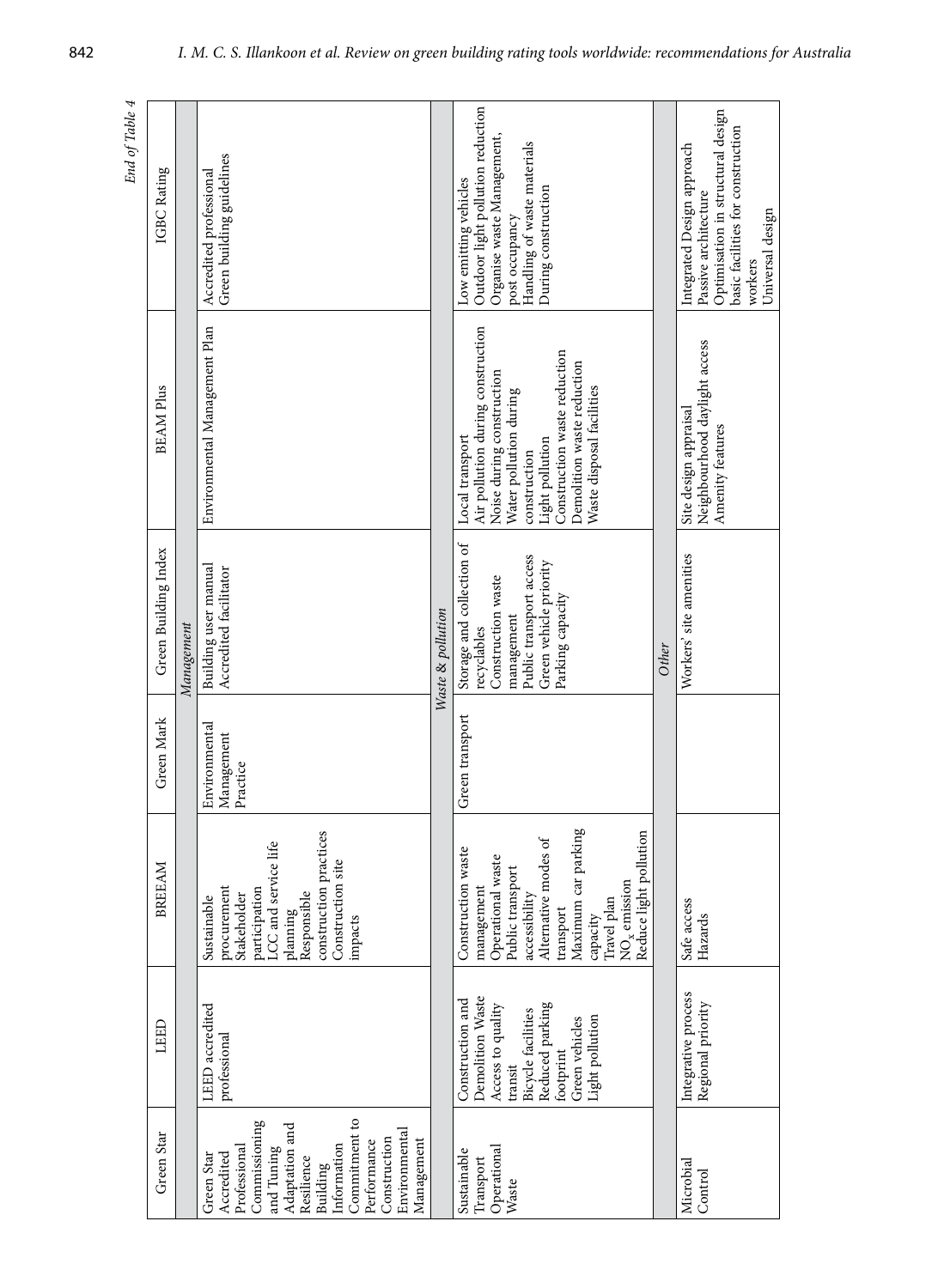*End of Table 4*

| Green Star | LEED | BREEAM | Green Mark | Green Building Index | BEAM Plus | IGBC Rating |
|---|---|---|---|---|---|---|
| *Management* | | | | | | |
| Green Star Accredited Professional<br>Commissioning and Tuning<br>Adaptation and Resilience<br>Building Information<br>Commitment to Performance<br>Construction Environmental Management | LEED accredited professional | Sustainable procurement<br>Stakeholder participation<br>LCC and service life planning<br>Responsible construction practices<br>Construction site impacts | Environmental Management Practice | Building user manual<br>Accredited facilitator | Environmental Management Plan | Accredited professional<br>Green building guidelines |
| *Waste & pollution* | | | | | | |
| Sustainable Transport<br>Operational Waste | Construction and Demolition Waste<br>Access to quality transit<br>Bicycle facilities<br>Reduced parking footprint<br>Green vehicles<br>Light pollution | Construction waste management<br>Operational waste<br>Public transport accessibility<br>Alternative modes of transport<br>Maximum car parking capacity<br>Travel plan<br>$NO_x$ emission<br>Reduce light pollution | Green transport | Storage and collection of recyclables<br>Construction waste management<br>Public transport access<br>Green vehicle priority<br>Parking capacity | Local transport<br>Air pollution during construction<br>Noise during construction<br>Water pollution during construction<br>Light pollution<br>Construction waste reduction<br>Demolition waste reduction<br>Waste disposal facilities | Low emitting vehicles<br>Outdoor light pollution reduction<br>Organise waste Management, post occupancy<br>Handling of waste materials During construction |
| *Other* | | | | | | |
| Microbial Control | Integrative process<br>Regional priority | Safe access<br>Hazards | | Workers' site amenities | Site design appraisal<br>Neighbourhood daylight access<br>Amenity features | Integrated Design approach<br>Passive architecture<br>Optimisation in structural design<br>basic facilities for construction workers<br>Universal design |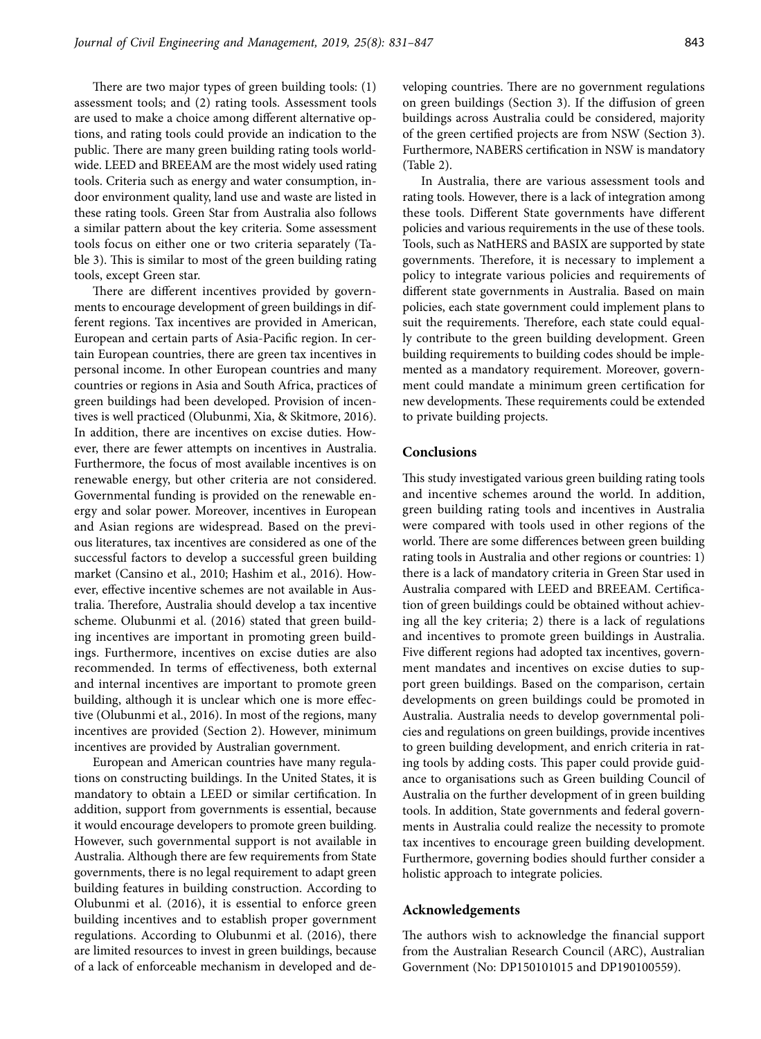There are two major types of green building tools: (1) assessment tools; and (2) rating tools. Assessment tools are used to make a choice among different alternative options, and rating tools could provide an indication to the public. There are many green building rating tools worldwide. LEED and BREEAM are the most widely used rating tools. Criteria such as energy and water consumption, indoor environment quality, land use and waste are listed in these rating tools. Green Star from Australia also follows a similar pattern about the key criteria. Some assessment tools focus on either one or two criteria separately (Table 3). This is similar to most of the green building rating tools, except Green star.

There are different incentives provided by governments to encourage development of green buildings in different regions. Tax incentives are provided in American, European and certain parts of Asia-Pacific region. In certain European countries, there are green tax incentives in personal income. In other European countries and many countries or regions in Asia and South Africa, practices of green buildings had been developed. Provision of incentives is well practiced (Olubunmi, Xia, & Skitmore, 2016). In addition, there are incentives on excise duties. However, there are fewer attempts on incentives in Australia. Furthermore, the focus of most available incentives is on renewable energy, but other criteria are not considered. Governmental funding is provided on the renewable energy and solar power. Moreover, incentives in European and Asian regions are widespread. Based on the previous literatures, tax incentives are considered as one of the successful factors to develop a successful green building market (Cansino et al., 2010; Hashim et al., 2016). However, effective incentive schemes are not available in Australia. Therefore, Australia should develop a tax incentive scheme. Olubunmi et al. (2016) stated that green building incentives are important in promoting green buildings. Furthermore, incentives on excise duties are also recommended. In terms of effectiveness, both external and internal incentives are important to promote green building, although it is unclear which one is more effective (Olubunmi et al., 2016). In most of the regions, many incentives are provided (Section 2). However, minimum incentives are provided by Australian government.

European and American countries have many regulations on constructing buildings. In the United States, it is mandatory to obtain a LEED or similar certification. In addition, support from governments is essential, because it would encourage developers to promote green building. However, such governmental support is not available in Australia. Although there are few requirements from State governments, there is no legal requirement to adapt green building features in building construction. According to Olubunmi et al. (2016), it is essential to enforce green building incentives and to establish proper government regulations. According to Olubunmi et al. (2016), there are limited resources to invest in green buildings, because of a lack of enforceable mechanism in developed and developing countries. There are no government regulations on green buildings (Section 3). If the diffusion of green buildings across Australia could be considered, majority of the green certified projects are from NSW (Section 3). Furthermore, NABERS certification in NSW is mandatory (Table 2).

In Australia, there are various assessment tools and rating tools. However, there is a lack of integration among these tools. Different State governments have different policies and various requirements in the use of these tools. Tools, such as NatHERS and BASIX are supported by state governments. Therefore, it is necessary to implement a policy to integrate various policies and requirements of different state governments in Australia. Based on main policies, each state government could implement plans to suit the requirements. Therefore, each state could equally contribute to the green building development. Green building requirements to building codes should be implemented as a mandatory requirement. Moreover, government could mandate a minimum green certification for new developments. These requirements could be extended to private building projects.

## Conclusions

This study investigated various green building rating tools and incentive schemes around the world. In addition, green building rating tools and incentives in Australia were compared with tools used in other regions of the world. There are some differences between green building rating tools in Australia and other regions or countries: 1) there is a lack of mandatory criteria in Green Star used in Australia compared with LEED and BREEAM. Certification of green buildings could be obtained without achieving all the key criteria; 2) there is a lack of regulations and incentives to promote green buildings in Australia. Five different regions had adopted tax incentives, government mandates and incentives on excise duties to support green buildings. Based on the comparison, certain developments on green buildings could be promoted in Australia. Australia needs to develop governmental policies and regulations on green buildings, provide incentives to green building development, and enrich criteria in rating tools by adding costs. This paper could provide guidance to organisations such as Green building Council of Australia on the further development of in green building tools. In addition, State governments and federal governments in Australia could realize the necessity to promote tax incentives to encourage green building development. Furthermore, governing bodies should further consider a holistic approach to integrate policies.

## Acknowledgements

The authors wish to acknowledge the financial support from the Australian Research Council (ARC), Australian Government (No: DP150101015 and DP190100559).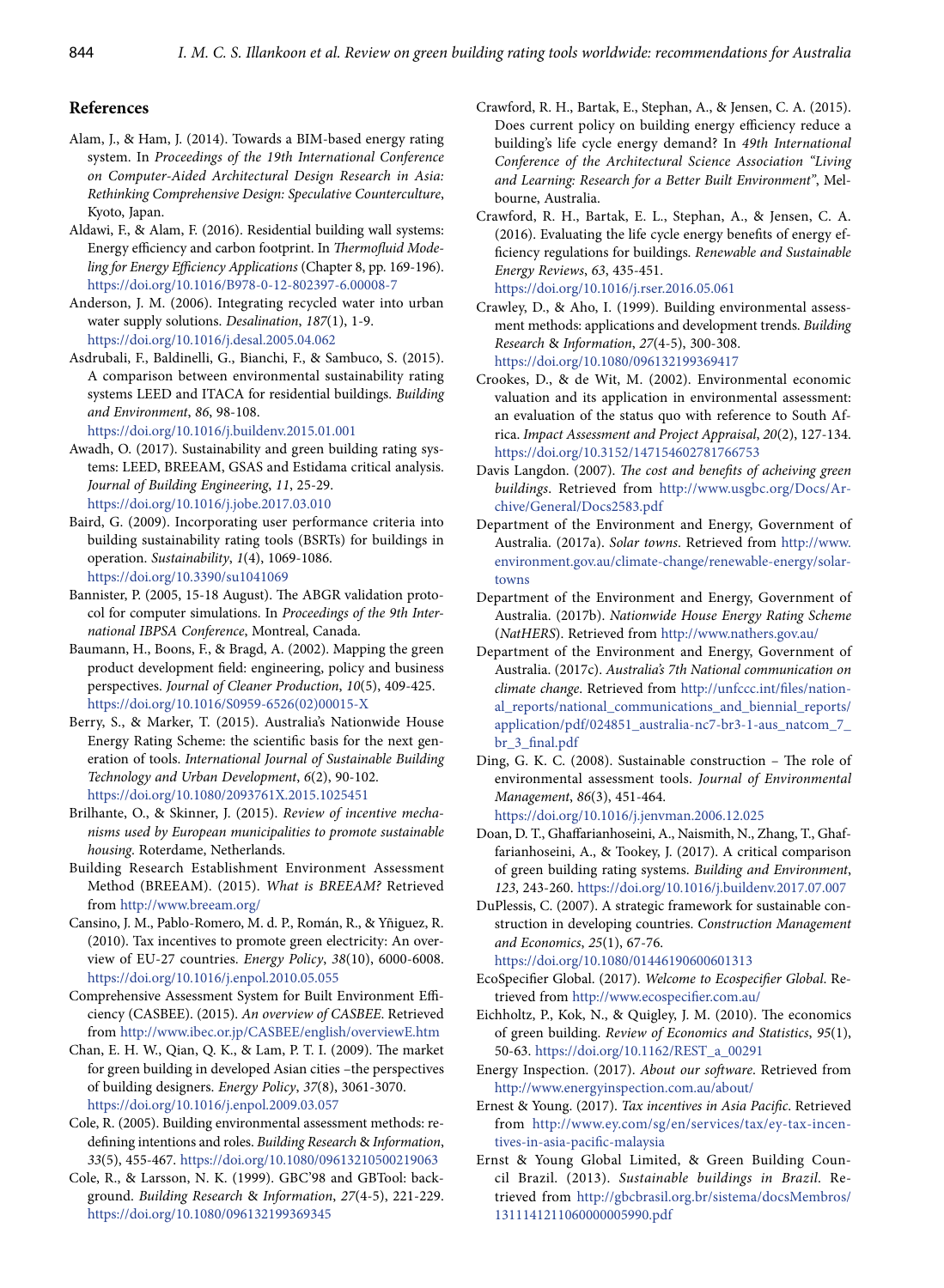## References

Alam, J., & Ham, J. (2014). Towards a BIM-based energy rating system. In *Proceedings of the 19th International Conference on Computer-Aided Architectural Design Research in Asia: Rethinking Comprehensive Design: Speculative Counterculture*, Kyoto, Japan.

Aldawi, F., & Alam, F. (2016). Residential building wall systems: Energy efficiency and carbon footprint. In *Thermofluid Modeling for Energy Efficiency Applications* (Chapter 8, pp. 169-196). https://doi.org/10.1016/B978-0-12-802397-6.00008-7

Anderson, J. M. (2006). Integrating recycled water into urban water supply solutions. *Desalination*, *187*(1), 1-9. https://doi.org/10.1016/j.desal.2005.04.062

Asdrubali, F., Baldinelli, G., Bianchi, F., & Sambuco, S. (2015). A comparison between environmental sustainability rating systems LEED and ITACA for residential buildings. *Building and Environment*, *86*, 98-108. https://doi.org/10.1016/j.buildenv.2015.01.001

Awadh, O. (2017). Sustainability and green building rating systems: LEED, BREEAM, GSAS and Estidama critical analysis. *Journal of Building Engineering*, *11*, 25-29. https://doi.org/10.1016/j.jobe.2017.03.010

Baird, G. (2009). Incorporating user performance criteria into building sustainability rating tools (BSRTs) for buildings in operation. *Sustainability*, *1*(4), 1069-1086. https://doi.org/10.3390/su1041069

Bannister, P. (2005, 15-18 August). The ABGR validation protocol for computer simulations. In *Proceedings of the 9th International IBPSA Conference*, Montreal, Canada.

Baumann, H., Boons, F., & Bragd, A. (2002). Mapping the green product development field: engineering, policy and business perspectives. *Journal of Cleaner Production*, *10*(5), 409-425. https://doi.org/10.1016/S0959-6526(02)00015-X

Berry, S., & Marker, T. (2015). Australia's Nationwide House Energy Rating Scheme: the scientific basis for the next generation of tools. *International Journal of Sustainable Building Technology and Urban Development*, *6*(2), 90-102. https://doi.org/10.1080/2093761X.2015.1025451

Brilhante, O., & Skinner, J. (2015). *Review of incentive mechanisms used by European municipalities to promote sustainable housing*. Roterdame, Netherlands.

Building Research Establishment Environment Assessment Method (BREEAM). (2015). *What is BREEAM?* Retrieved from http://www.breeam.org/

Cansino, J. M., Pablo-Romero, M. d. P., Román, R., & Yñiguez, R. (2010). Tax incentives to promote green electricity: An overview of EU-27 countries. *Energy Policy*, *38*(10), 6000-6008. https://doi.org/10.1016/j.enpol.2010.05.055

Comprehensive Assessment System for Built Environment Efficiency (CASBEE). (2015). *An overview of CASBEE*. Retrieved from http://www.ibec.or.jp/CASBEE/english/overviewE.htm

Chan, E. H. W., Qian, Q. K., & Lam, P. T. I. (2009). The market for green building in developed Asian cities –the perspectives of building designers. *Energy Policy*, *37*(8), 3061-3070. https://doi.org/10.1016/j.enpol.2009.03.057

Cole, R. (2005). Building environmental assessment methods: redefining intentions and roles. *Building Research & Information*, *33*(5), 455-467. https://doi.org/10.1080/09613210500219063

Cole, R., & Larsson, N. K. (1999). GBC'98 and GBTool: background. *Building Research & Information*, *27*(4-5), 221-229. https://doi.org/10.1080/096132199369345

Crawford, R. H., Bartak, E., Stephan, A., & Jensen, C. A. (2015). Does current policy on building energy efficiency reduce a building's life cycle energy demand? In *49th International Conference of the Architectural Science Association "Living and Learning: Research for a Better Built Environment"*, Melbourne, Australia.

Crawford, R. H., Bartak, E. L., Stephan, A., & Jensen, C. A. (2016). Evaluating the life cycle energy benefits of energy efficiency regulations for buildings. *Renewable and Sustainable Energy Reviews*, *63*, 435-451. https://doi.org/10.1016/j.rser.2016.05.061

Crawley, D., & Aho, I. (1999). Building environmental assessment methods: applications and development trends. *Building Research & Information*, *27*(4-5), 300-308. https://doi.org/10.1080/096132199369417

Crookes, D., & de Wit, M. (2002). Environmental economic valuation and its application in environmental assessment: an evaluation of the status quo with reference to South Africa. *Impact Assessment and Project Appraisal*, *20*(2), 127-134. https://doi.org/10.3152/147154602781766753

Davis Langdon. (2007). *The cost and benefits of acheiving green buildings*. Retrieved from http://www.usgbc.org/Docs/Archive/General/Docs2583.pdf

Department of the Environment and Energy, Government of Australia. (2017a). *Solar towns*. Retrieved from http://www.environment.gov.au/climate-change/renewable-energy/solar-towns

Department of the Environment and Energy, Government of Australia. (2017b). *Nationwide House Energy Rating Scheme (NatHERS)*. Retrieved from http://www.nathers.gov.au/

Department of the Environment and Energy, Government of Australia. (2017c). *Australia's 7th National communication on climate change*. Retrieved from http://unfccc.int/files/national_reports/national_communications_and_biennial_reports/application/pdf/024851_australia-nc7-br3-1-aus_natcom_7_br_3_final.pdf

Ding, G. K. C. (2008). Sustainable construction – The role of environmental assessment tools. *Journal of Environmental Management*, *86*(3), 451-464. https://doi.org/10.1016/j.jenvman.2006.12.025

Doan, D. T., Ghaffarianhoseini, A., Naismith, N., Zhang, T., Ghaffarianhoseini, A., & Tookey, J. (2017). A critical comparison of green building rating systems. *Building and Environment*, *123*, 243-260. https://doi.org/10.1016/j.buildenv.2017.07.007

DuPlessis, C. (2007). A strategic framework for sustainable construction in developing countries. *Construction Management and Economics*, *25*(1), 67-76. https://doi.org/10.1080/01446190600601313

EcoSpecifier Global. (2017). *Welcome to Ecospecifier Global*. Retrieved from http://www.ecospecifier.com.au/

Eichholtz, P., Kok, N., & Quigley, J. M. (2010). The economics of green building. *Review of Economics and Statistics*, *95*(1), 50-63. https://doi.org/10.1162/REST_a_00291

Energy Inspection. (2017). *About our software*. Retrieved from http://www.energyinspection.com.au/about/

Ernest & Young. (2017). *Tax incentives in Asia Pacific*. Retrieved from http://www.ey.com/sg/en/services/tax/ey-tax-incentives-in-asia-pacific-malaysia

Ernst & Young Global Limited, & Green Building Council Brazil. (2013). *Sustainable buildings in Brazil*. Retrieved from http://gbcbrasil.org.br/sistema/docsMembros/1311141211060000005990.pdf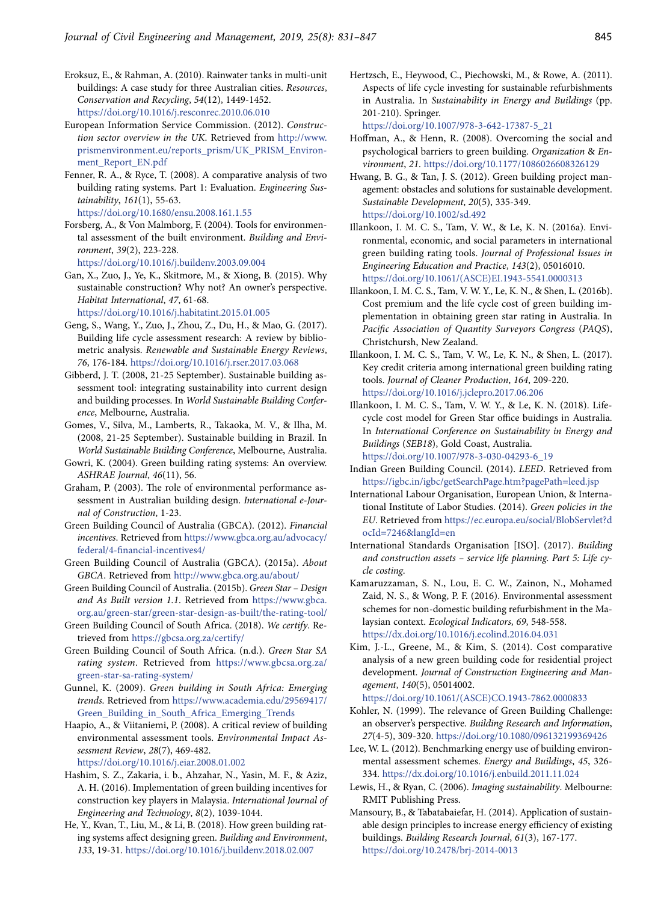Eroksuz, E., & Rahman, A. (2010). Rainwater tanks in multi-unit buildings: A case study for three Australian cities. *Resources, Conservation and Recycling*, *54*(12), 1449-1452. https://doi.org/10.1016/j.resconrec.2010.06.010

European Information Service Commission. (2012). *Construction sector overview in the UK*. Retrieved from http://www.prismenvironment.eu/reports_prism/UK_PRISM_Environment_Report_EN.pdf

Fenner, R. A., & Ryce, T. (2008). A comparative analysis of two building rating systems. Part 1: Evaluation. *Engineering Sustainability*, *161*(1), 55-63. https://doi.org/10.1680/ensu.2008.161.1.55

Forsberg, A., & Von Malmborg, F. (2004). Tools for environmental assessment of the built environment. *Building and Environment*, *39*(2), 223-228. https://doi.org/10.1016/j.buildenv.2003.09.004

Gan, X., Zuo, J., Ye, K., Skitmore, M., & Xiong, B. (2015). Why sustainable construction? Why not? An owner's perspective. *Habitat International*, *47*, 61-68. https://doi.org/10.1016/j.habitatint.2015.01.005

Geng, S., Wang, Y., Zuo, J., Zhou, Z., Du, H., & Mao, G. (2017). Building life cycle assessment research: A review by bibliometric analysis. *Renewable and Sustainable Energy Reviews*, *76*, 176-184. https://doi.org/10.1016/j.rser.2017.03.068

Gibberd, J. T. (2008, 21-25 September). Sustainable building assessment tool: integrating sustainability into current design and building processes. In *World Sustainable Building Conference*, Melbourne, Australia.

Gomes, V., Silva, M., Lamberts, R., Takaoka, M. V., & Ilha, M. (2008, 21-25 September). Sustainable building in Brazil. In *World Sustainable Building Conference*, Melbourne, Australia.

Gowri, K. (2004). Green building rating systems: An overview. *ASHRAE Journal*, *46*(11), 56.

Graham, P. (2003). The role of environmental performance assessment in Australian building design. *International e-Journal of Construction*, 1-23.

Green Building Council of Australia (GBCA). (2012). *Financial incentives*. Retrieved from https://www.gbca.org.au/advocacy/federal/4-financial-incentives4/

Green Building Council of Australia (GBCA). (2015a). *About GBCA*. Retrieved from http://www.gbca.org.au/about/

Green Building Council of Australia. (2015b). *Green Star – Design and As Built version 1.1*. Retrieved from https://www.gbca.org.au/green-star/green-star-design-as-built/the-rating-tool/

Green Building Council of South Africa. (2018). *We certify*. Retrieved from https://gbcsa.org.za/certify/

Green Building Council of South Africa. (n.d.). *Green Star SA rating system*. Retrieved from https://www.gbcsa.org.za/green-star-sa-rating-system/

Gunnel, K. (2009). *Green building in South Africa: Emerging trends*. Retrieved from https://www.academia.edu/29569417/Green_Building_in_South_Africa_Emerging_Trends

Haapio, A., & Viitaniemi, P. (2008). A critical review of building environmental assessment tools. *Environmental Impact Assessment Review*, *28*(7), 469-482. https://doi.org/10.1016/j.eiar.2008.01.002

Hashim, S. Z., Zakaria, i. b., Ahzahar, N., Yasin, M. F., & Aziz, A. H. (2016). Implementation of green building incentives for construction key players in Malaysia. *International Journal of Engineering and Technology*, *8*(2), 1039-1044.

He, Y., Kvan, T., Liu, M., & Li, B. (2018). How green building rating systems affect designing green. *Building and Environment*, *133*, 19-31. https://doi.org/10.1016/j.buildenv.2018.02.007

Hertzsch, E., Heywood, C., Piechowski, M., & Rowe, A. (2011). Aspects of life cycle investing for sustainable refurbishments in Australia. In *Sustainability in Energy and Buildings* (pp. 201-210). Springer. https://doi.org/10.1007/978-3-642-17387-5_21

Hoffman, A., & Henn, R. (2008). Overcoming the social and psychological barriers to green building. *Organization & Environment*, *21*. https://doi.org/10.1177/1086026608326129

Hwang, B. G., & Tan, J. S. (2012). Green building project management: obstacles and solutions for sustainable development. *Sustainable Development*, *20*(5), 335-349. https://doi.org/10.1002/sd.492

Illankoon, I. M. C. S., Tam, V. W., & Le, K. N. (2016a). Environmental, economic, and social parameters in international green building rating tools. *Journal of Professional Issues in Engineering Education and Practice*, *143*(2), 05016010. https://doi.org/10.1061/(ASCE)EI.1943-5541.0000313

Illankoon, I. M. C. S., Tam, V. W. Y., Le, K. N., & Shen, L. (2016b). Cost premium and the life cycle cost of green building implementation in obtaining green star rating in Australia. In *Pacific Association of Quantity Surveyors Congress* (*PAQS*), Christchursh, New Zealand.

Illankoon, I. M. C. S., Tam, V. W., Le, K. N., & Shen, L. (2017). Key credit criteria among international green building rating tools. *Journal of Cleaner Production*, *164*, 209-220. https://doi.org/10.1016/j.jclepro.2017.06.206

Illankoon, I. M. C. S., Tam, V. W. Y., & Le, K. N. (2018). Life-cycle cost model for Green Star office buidings in Australia. In *International Conference on Sustainability in Energy and Buildings* (*SEB18*), Gold Coast, Australia. https://doi.org/10.1007/978-3-030-04293-6_19

Indian Green Building Council. (2014). *LEED*. Retrieved from https://igbc.in/igbc/getSearchPage.htm?pagePath=leed.jsp

International Labour Organisation, European Union, & International Institute of Labor Studies. (2014). *Green policies in the EU*. Retrieved from https://ec.europa.eu/social/BlobServlet?docId=7246&langId=en

International Standards Organisation [ISO]. (2017). *Building and construction assets – service life planning. Part 5: Life cycle costing*.

Kamaruzzaman, S. N., Lou, E. C. W., Zainon, N., Mohamed Zaid, N. S., & Wong, P. F. (2016). Environmental assessment schemes for non-domestic building refurbishment in the Malaysian context. *Ecological Indicators*, *69*, 548-558. https://dx.doi.org/10.1016/j.ecolind.2016.04.031

Kim, J.-L., Greene, M., & Kim, S. (2014). Cost comparative analysis of a new green building code for residential project development. *Journal of Construction Engineering and Management*, *140*(5), 05014002. https://doi.org/10.1061/(ASCE)CO.1943-7862.0000833

Kohler, N. (1999). The relevance of Green Building Challenge: an observer's perspective. *Building Research and Information*, *27*(4-5), 309-320. https://doi.org/10.1080/096132199369426

Lee, W. L. (2012). Benchmarking energy use of building environmental assessment schemes. *Energy and Buildings*, *45*, 326-334. https://dx.doi.org/10.1016/j.enbuild.2011.11.024

Lewis, H., & Ryan, C. (2006). *Imaging sustainability*. Melbourne: RMIT Publishing Press.

Mansoury, B., & Tabatabaiefar, H. (2014). Application of sustainable design principles to increase energy efficiency of existing buildings. *Building Research Journal*, *61*(3), 167-177. https://doi.org/10.2478/brj-2014-0013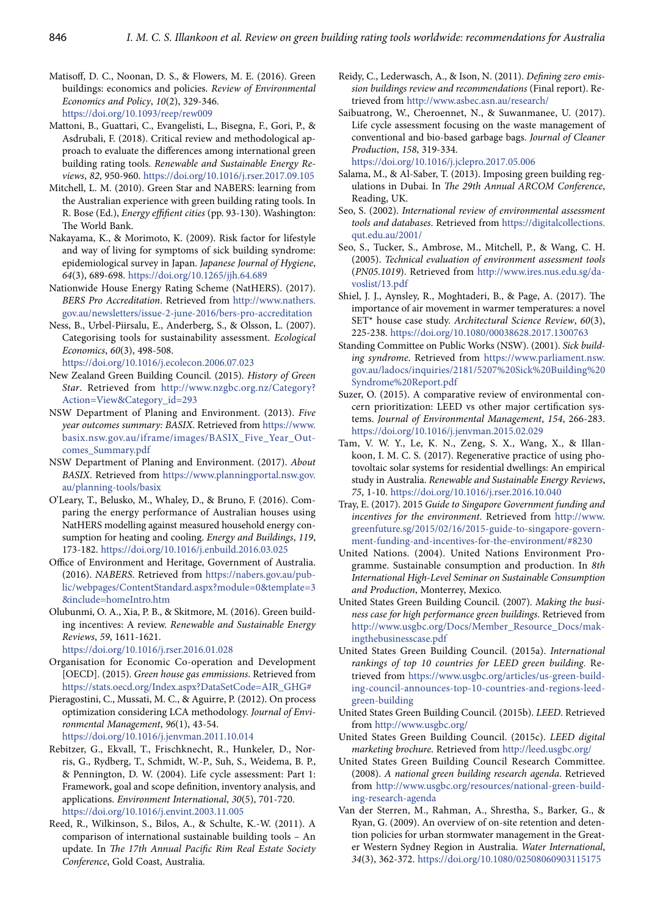Matisoff, D. C., Noonan, D. S., & Flowers, M. E. (2016). Green buildings: economics and policies. *Review of Environmental Economics and Policy*, *10*(2), 329-346. https://doi.org/10.1093/reep/rew009

Mattoni, B., Guattari, C., Evangelisti, L., Bisegna, F., Gori, P., & Asdrubali, F. (2018). Critical review and methodological approach to evaluate the differences among international green building rating tools. *Renewable and Sustainable Energy Reviews*, *82*, 950-960. https://doi.org/10.1016/j.rser.2017.09.105

Mitchell, L. M. (2010). Green Star and NABERS: learning from the Australian experience with green building rating tools. In R. Bose (Ed.), *Energy effifient cities* (pp. 93-130). Washington: The World Bank.

Nakayama, K., & Morimoto, K. (2009). Risk factor for lifestyle and way of living for symptoms of sick building syndrome: epidemiological survey in Japan. *Japanese Journal of Hygiene*, *64*(3), 689-698. https://doi.org/10.1265/jjh.64.689

Nationwide House Energy Rating Scheme (NatHERS). (2017). *BERS Pro Accreditation*. Retrieved from http://www.nathers.gov.au/newsletters/issue-2-june-2016/bers-pro-accreditation

Ness, B., Urbel-Piirsalu, E., Anderberg, S., & Olsson, L. (2007). Categorising tools for sustainability assessment. *Ecological Economics*, *60*(3), 498-508. https://doi.org/10.1016/j.ecolecon.2006.07.023

New Zealand Green Building Council. (2015). *History of Green Star*. Retrieved from http://www.nzgbc.org.nz/Category?Action=View&Category_id=293

NSW Department of Planing and Environment. (2013). *Five year outcomes summary: BASIX*. Retrieved from https://www.basix.nsw.gov.au/iframe/images/BASIX_Five_Year_Outcomes_Summary.pdf

NSW Department of Planing and Environment. (2017). *About BASIX*. Retrieved from https://www.planningportal.nsw.gov.au/planning-tools/basix

O'Leary, T., Belusko, M., Whaley, D., & Bruno, F. (2016). Comparing the energy performance of Australian houses using NatHERS modelling against measured household energy consumption for heating and cooling. *Energy and Buildings*, *119*, 173-182. https://doi.org/10.1016/j.enbuild.2016.03.025

Office of Environment and Heritage, Government of Australia. (2016). *NABERS*. Retrieved from https://nabers.gov.au/public/webpages/ContentStandard.aspx?module=0&template=3&include=homeIntro.htm

Olubunmi, O. A., Xia, P. B., & Skitmore, M. (2016). Green building incentives: A review. *Renewable and Sustainable Energy Reviews*, *59*, 1611-1621. https://doi.org/10.1016/j.rser.2016.01.028

Organisation for Economic Co-operation and Development [OECD]. (2015). *Green house gas emmissions*. Retrieved from https://stats.oecd.org/Index.aspx?DataSetCode=AIR_GHG#

Pieragostini, C., Mussati, M. C., & Aguirre, P. (2012). On process optimization considering LCA methodology. *Journal of Environmental Management*, *96*(1), 43-54. https://doi.org/10.1016/j.jenvman.2011.10.014

Rebitzer, G., Ekvall, T., Frischknecht, R., Hunkeler, D., Norris, G., Rydberg, T., Schmidt, W.-P., Suh, S., Weidema, B. P., & Pennington, D. W. (2004). Life cycle assessment: Part 1: Framework, goal and scope definition, inventory analysis, and applications. *Environment International*, *30*(5), 701-720. https://doi.org/10.1016/j.envint.2003.11.005

Reed, R., Wilkinson, S., Bilos, A., & Schulte, K.-W. (2011). A comparison of international sustainable building tools – An update. In *The 17th Annual Pacific Rim Real Estate Society Conference*, Gold Coast, Australia.

Reidy, C., Lederwasch, A., & Ison, N. (2011). *Defining zero emission buildings review and recommendations* (Final report). Retrieved from http://www.asbec.asn.au/research/

Saibuatrong, W., Cheroennet, N., & Suwanmanee, U. (2017). Life cycle assessment focusing on the waste management of conventional and bio-based garbage bags. *Journal of Cleaner Production*, *158*, 319-334. https://doi.org/10.1016/j.jclepro.2017.05.006

Salama, M., & Al-Saber, T. (2013). Imposing green building regulations in Dubai. In *The 29th Annual ARCOM Conference*, Reading, UK.

Seo, S. (2002). *International review of environmental assessment tools and databases*. Retrieved from https://digitalcollections.qut.edu.au/2001/

Seo, S., Tucker, S., Ambrose, M., Mitchell, P., & Wang, C. H. (2005). *Technical evaluation of environment assessment tools* (*PN05.1019*). Retrieved from http://www.ires.nus.edu.sg/davoslist/13.pdf

Shiel, J. J., Aynsley, R., Moghtaderi, B., & Page, A. (2017). The importance of air movement in warmer temperatures: a novel SET* house case study. *Architectural Science Review*, *60*(3), 225-238. https://doi.org/10.1080/00038628.2017.1300763

Standing Committee on Public Works (NSW). (2001). *Sick building syndrome*. Retrieved from https://www.parliament.nsw.gov.au/ladocs/inquiries/2181/5207%20Sick%20Building%20Syndrome%20Report.pdf

Suzer, O. (2015). A comparative review of environmental concern prioritization: LEED vs other major certification systems. *Journal of Environmental Management*, *154*, 266-283. https://doi.org/10.1016/j.jenvman.2015.02.029

Tam, V. W. Y., Le, K. N., Zeng, S. X., Wang, X., & Illankoon, I. M. C. S. (2017). Regenerative practice of using photovoltaic solar systems for residential dwellings: An empirical study in Australia. *Renewable and Sustainable Energy Reviews*, *75*, 1-10. https://doi.org/10.1016/j.rser.2016.10.040

Tray, E. (2017). 2015 *Guide to Singapore Government funding and incentives for the environment*. Retrieved from http://www.greenfuture.sg/2015/02/16/2015-guide-to-singapore-government-funding-and-incentives-for-the-environment/#8230

United Nations. (2004). United Nations Environment Programme. Sustainable consumption and production. In *8th International High-Level Seminar on Sustainable Consumption and Production*, Monterrey, Mexico.

United States Green Building Council. (2007). *Making the business case for high performance green buildings*. Retrieved from http://www.usgbc.org/Docs/Member_Resource_Docs/makingthebusinesscase.pdf

United States Green Building Council. (2015a). *International rankings of top 10 countries for LEED green building*. Retrieved from https://www.usgbc.org/articles/us-green-building-council-announces-top-10-countries-and-regions-leed-green-building

United States Green Building Council. (2015b). *LEED*. Retrieved from http://www.usgbc.org/

United States Green Building Council. (2015c). *LEED digital marketing brochure*. Retrieved from http://leed.usgbc.org/

United States Green Building Council Research Committee. (2008). *A national green building research agenda*. Retrieved from http://www.usgbc.org/resources/national-green-building-research-agenda

Van der Sterren, M., Rahman, A., Shrestha, S., Barker, G., & Ryan, G. (2009). An overview of on-site retention and detention policies for urban stormwater management in the Greater Western Sydney Region in Australia. *Water International*, *34*(3), 362-372. https://doi.org/10.1080/02508060903115175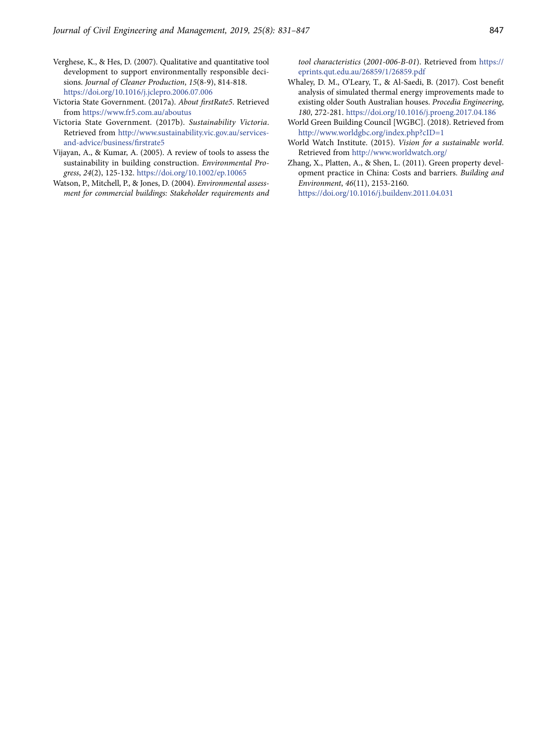Verghese, K., & Hes, D. (2007). Qualitative and quantitative tool development to support environmentally responsible decisions. *Journal of Cleaner Production*, *15*(8-9), 814-818. https://doi.org/10.1016/j.jclepro.2006.07.006

Victoria State Government. (2017a). *About firstRate5*. Retrieved from https://www.fr5.com.au/aboutus

Victoria State Government. (2017b). *Sustainability Victoria*. Retrieved from http://www.sustainability.vic.gov.au/services-and-advice/business/firstrate5

Vijayan, A., & Kumar, A. (2005). A review of tools to assess the sustainability in building construction. *Environmental Progress*, *24*(2), 125-132. https://doi.org/10.1002/ep.10065

Watson, P., Mitchell, P., & Jones, D. (2004). *Environmental assessment for commercial buildings: Stakeholder requirements and tool characteristics* (*2001-006-B-01*). Retrieved from https://eprints.qut.edu.au/26859/1/26859.pdf

Whaley, D. M., O'Leary, T., & Al-Saedi, B. (2017). Cost benefit analysis of simulated thermal energy improvements made to existing older South Australian houses. *Procedia Engineering*, *180*, 272-281. https://doi.org/10.1016/j.proeng.2017.04.186

World Green Building Council [WGBC]. (2018). Retrieved from http://www.worldgbc.org/index.php?cID=1

World Watch Institute. (2015). *Vision for a sustainable world*. Retrieved from http://www.worldwatch.org/

Zhang, X., Platten, A., & Shen, L. (2011). Green property development practice in China: Costs and barriers. *Building and Environment*, *46*(11), 2153-2160. https://doi.org/10.1016/j.buildenv.2011.04.031